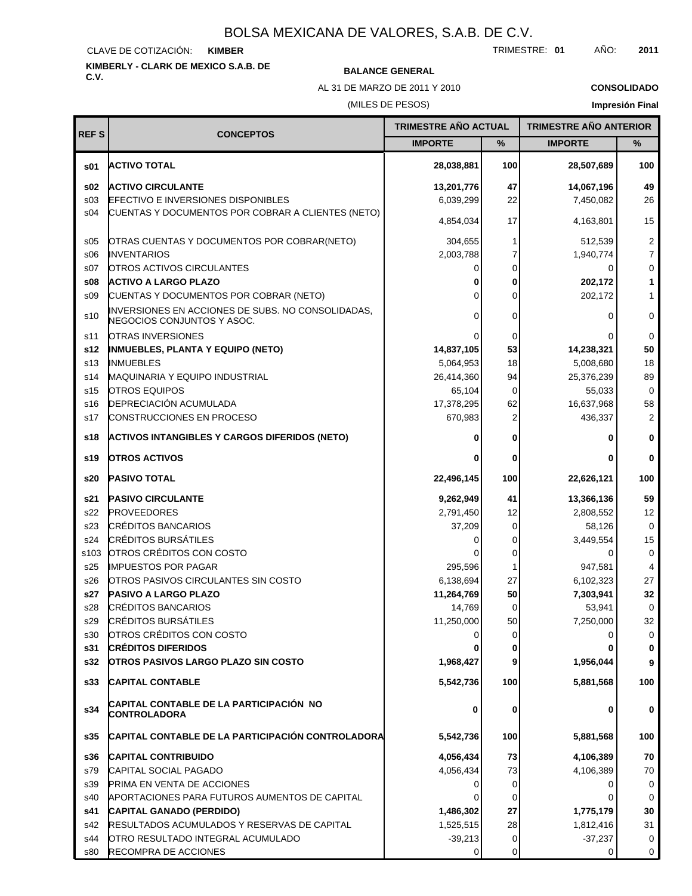# BOLSA MEXICANA DE VALORES, S.A.B. DE C.V.

CLAVE DE COTIZACIÓN: **KIMBER** TRIMESTRE: **01** AÑO: **2011**

**KIMBERLY - CLARK DE MEXICO S.A.B. DE C.V.**

**BALANCE GENERAL**

AL 31 DE MARZO DE 2011 Y 2010

(MILES DE PESOS)

**CONSOLIDADO**

**Impresión Final**

| REF S | CONCEPTOS | TRIMESTRE AÑO ACTUAL | | TRIMESTRE AÑO ANTERIOR | |
|---|---|---|---|---|---|
| | | IMPORTE | % | IMPORTE | % |
| **s01** | **ACTIVO TOTAL** | **28,038,881** | **100** | **28,507,689** | **100** |
| **s02** | **ACTIVO CIRCULANTE** | **13,201,776** | **47** | **14,067,196** | **49** |
| s03 | EFECTIVO E INVERSIONES DISPONIBLES | 6,039,299 | 22 | 7,450,082 | 26 |
| s04 | CUENTAS Y DOCUMENTOS POR COBRAR A CLIENTES (NETO) | 4,854,034 | 17 | 4,163,801 | 15 |
| s05 | OTRAS CUENTAS Y DOCUMENTOS POR COBRAR(NETO) | 304,655 | 1 | 512,539 | 2 |
| s06 | INVENTARIOS | 2,003,788 | 7 | 1,940,774 | 7 |
| s07 | OTROS ACTIVOS CIRCULANTES | 0 | 0 | 0 | 0 |
| **s08** | **ACTIVO A LARGO PLAZO** | **0** | **0** | **202,172** | **1** |
| s09 | CUENTAS Y DOCUMENTOS POR COBRAR (NETO) | 0 | 0 | 202,172 | 1 |
| s10 | INVERSIONES EN ACCIONES DE SUBS. NO CONSOLIDADAS, NEGOCIOS CONJUNTOS Y ASOC. | 0 | 0 | 0 | 0 |
| s11 | OTRAS INVERSIONES | 0 | 0 | 0 | 0 |
| **s12** | **INMUEBLES, PLANTA Y EQUIPO (NETO)** | **14,837,105** | **53** | **14,238,321** | **50** |
| s13 | INMUEBLES | 5,064,953 | 18 | 5,008,680 | 18 |
| s14 | MAQUINARIA Y EQUIPO INDUSTRIAL | 26,414,360 | 94 | 25,376,239 | 89 |
| s15 | OTROS EQUIPOS | 65,104 | 0 | 55,033 | 0 |
| s16 | DEPRECIACIÓN ACUMULADA | 17,378,295 | 62 | 16,637,968 | 58 |
| s17 | CONSTRUCCIONES EN PROCESO | 670,983 | 2 | 436,337 | 2 |
| **s18** | **ACTIVOS INTANGIBLES Y CARGOS DIFERIDOS (NETO)** | **0** | **0** | **0** | **0** |
| **s19** | **OTROS ACTIVOS** | **0** | **0** | **0** | **0** |
| **s20** | **PASIVO TOTAL** | **22,496,145** | **100** | **22,626,121** | **100** |
| **s21** | **PASIVO CIRCULANTE** | **9,262,949** | **41** | **13,366,136** | **59** |
| s22 | PROVEEDORES | 2,791,450 | 12 | 2,808,552 | 12 |
| s23 | CRÉDITOS BANCARIOS | 37,209 | 0 | 58,126 | 0 |
| s24 | CRÉDITOS BURSÁTILES | 0 | 0 | 3,449,554 | 15 |
| s103 | OTROS CRÉDITOS CON COSTO | 0 | 0 | 0 | 0 |
| s25 | IMPUESTOS POR PAGAR | 295,596 | 1 | 947,581 | 4 |
| s26 | OTROS PASIVOS CIRCULANTES SIN COSTO | 6,138,694 | 27 | 6,102,323 | 27 |
| **s27** | **PASIVO A LARGO PLAZO** | **11,264,769** | **50** | **7,303,941** | **32** |
| s28 | CRÉDITOS BANCARIOS | 14,769 | 0 | 53,941 | 0 |
| s29 | CRÉDITOS BURSÁTILES | 11,250,000 | 50 | 7,250,000 | 32 |
| s30 | OTROS CRÉDITOS CON COSTO | 0 | 0 | 0 | 0 |
| **s31** | **CRÉDITOS DIFERIDOS** | **0** | **0** | **0** | **0** |
| **s32** | **OTROS PASIVOS LARGO PLAZO SIN COSTO** | **1,968,427** | **9** | **1,956,044** | **9** |
| **s33** | **CAPITAL CONTABLE** | **5,542,736** | **100** | **5,881,568** | **100** |
| **s34** | **CAPITAL CONTABLE DE LA PARTICIPACIÓN NO CONTROLADORA** | **0** | **0** | **0** | **0** |
| **s35** | **CAPITAL CONTABLE DE LA PARTICIPACIÓN CONTROLADORA** | **5,542,736** | **100** | **5,881,568** | **100** |
| **s36** | **CAPITAL CONTRIBUIDO** | **4,056,434** | **73** | **4,106,389** | **70** |
| s79 | CAPITAL SOCIAL PAGADO | 4,056,434 | 73 | 4,106,389 | 70 |
| s39 | PRIMA EN VENTA DE ACCIONES | 0 | 0 | 0 | 0 |
| s40 | APORTACIONES PARA FUTUROS AUMENTOS DE CAPITAL | 0 | 0 | 0 | 0 |
| **s41** | **CAPITAL GANADO (PERDIDO)** | **1,486,302** | **27** | **1,775,179** | **30** |
| s42 | RESULTADOS ACUMULADOS Y RESERVAS DE CAPITAL | 1,525,515 | 28 | 1,812,416 | 31 |
| s44 | OTRO RESULTADO INTEGRAL ACUMULADO | -39,213 | 0 | -37,237 | 0 |
| s80 | RECOMPRA DE ACCIONES | 0 | 0 | 0 | 0 |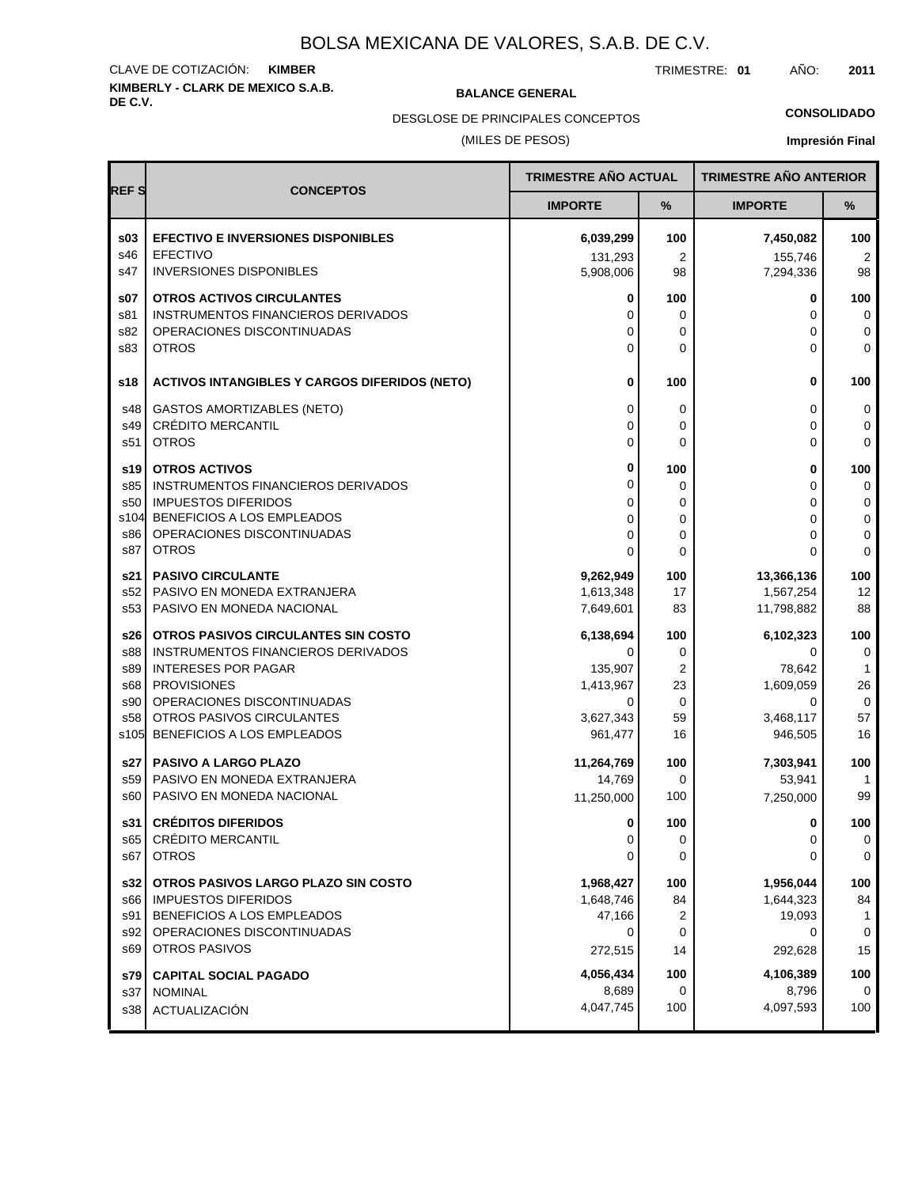# BOLSA MEXICANA DE VALORES, S.A.B. DE C.V.

CLAVE DE COTIZACIÓN: **KIMBER**

TRIMESTRE: **01** AÑO: **2011**

**KIMBERLY - CLARK DE MEXICO S.A.B. DE C.V.**

**BALANCE GENERAL**

DESGLOSE DE PRINCIPALES CONCEPTOS

(MILES DE PESOS)

**CONSOLIDADO**

**Impresión Final**

| REF S | CONCEPTOS | TRIMESTRE AÑO ACTUAL | | TRIMESTRE AÑO ANTERIOR | |
|---|---|---|---|---|---|
| | | IMPORTE | % | IMPORTE | % |
| **s03** | **EFECTIVO E INVERSIONES DISPONIBLES** | **6,039,299** | **100** | **7,450,082** | **100** |
| s46 | EFECTIVO | 131,293 | 2 | 155,746 | 2 |
| s47 | INVERSIONES DISPONIBLES | 5,908,006 | 98 | 7,294,336 | 98 |
| **s07** | **OTROS ACTIVOS CIRCULANTES** | **0** | **100** | **0** | **100** |
| s81 | INSTRUMENTOS FINANCIEROS DERIVADOS | 0 | 0 | 0 | 0 |
| s82 | OPERACIONES DISCONTINUADAS | 0 | 0 | 0 | 0 |
| s83 | OTROS | 0 | 0 | 0 | 0 |
| **s18** | **ACTIVOS INTANGIBLES Y CARGOS DIFERIDOS (NETO)** | **0** | **100** | **0** | **100** |
| s48 | GASTOS AMORTIZABLES (NETO) | 0 | 0 | 0 | 0 |
| s49 | CRÉDITO MERCANTIL | 0 | 0 | 0 | 0 |
| s51 | OTROS | 0 | 0 | 0 | 0 |
| **s19** | **OTROS ACTIVOS** | **0** | **100** | **0** | **100** |
| s85 | INSTRUMENTOS FINANCIEROS DERIVADOS | 0 | 0 | 0 | 0 |
| s50 | IMPUESTOS DIFERIDOS | 0 | 0 | 0 | 0 |
| s104 | BENEFICIOS A LOS EMPLEADOS | 0 | 0 | 0 | 0 |
| s86 | OPERACIONES DISCONTINUADAS | 0 | 0 | 0 | 0 |
| s87 | OTROS | 0 | 0 | 0 | 0 |
| **s21** | **PASIVO CIRCULANTE** | **9,262,949** | **100** | **13,366,136** | **100** |
| s52 | PASIVO EN MONEDA EXTRANJERA | 1,613,348 | 17 | 1,567,254 | 12 |
| s53 | PASIVO EN MONEDA NACIONAL | 7,649,601 | 83 | 11,798,882 | 88 |
| **s26** | **OTROS PASIVOS CIRCULANTES SIN COSTO** | **6,138,694** | **100** | **6,102,323** | **100** |
| s88 | INSTRUMENTOS FINANCIEROS DERIVADOS | 0 | 0 | 0 | 0 |
| s89 | INTERESES POR PAGAR | 135,907 | 2 | 78,642 | 1 |
| s68 | PROVISIONES | 1,413,967 | 23 | 1,609,059 | 26 |
| s90 | OPERACIONES DISCONTINUADAS | 0 | 0 | 0 | 0 |
| s58 | OTROS PASIVOS CIRCULANTES | 3,627,343 | 59 | 3,468,117 | 57 |
| s105 | BENEFICIOS A LOS EMPLEADOS | 961,477 | 16 | 946,505 | 16 |
| **s27** | **PASIVO A LARGO PLAZO** | **11,264,769** | **100** | **7,303,941** | **100** |
| s59 | PASIVO EN MONEDA EXTRANJERA | 14,769 | 0 | 53,941 | 1 |
| s60 | PASIVO EN MONEDA NACIONAL | 11,250,000 | 100 | 7,250,000 | 99 |
| **s31** | **CRÉDITOS DIFERIDOS** | **0** | **100** | **0** | **100** |
| s65 | CRÉDITO MERCANTIL | 0 | 0 | 0 | 0 |
| s67 | OTROS | 0 | 0 | 0 | 0 |
| **s32** | **OTROS PASIVOS LARGO PLAZO SIN COSTO** | **1,968,427** | **100** | **1,956,044** | **100** |
| s66 | IMPUESTOS DIFERIDOS | 1,648,746 | 84 | 1,644,323 | 84 |
| s91 | BENEFICIOS A LOS EMPLEADOS | 47,166 | 2 | 19,093 | 1 |
| s92 | OPERACIONES DISCONTINUADAS | 0 | 0 | 0 | 0 |
| s69 | OTROS PASIVOS | 272,515 | 14 | 292,628 | 15 |
| **s79** | **CAPITAL SOCIAL PAGADO** | **4,056,434** | **100** | **4,106,389** | **100** |
| s37 | NOMINAL | 8,689 | 0 | 8,796 | 0 |
| s38 | ACTUALIZACIÓN | 4,047,745 | 100 | 4,097,593 | 100 |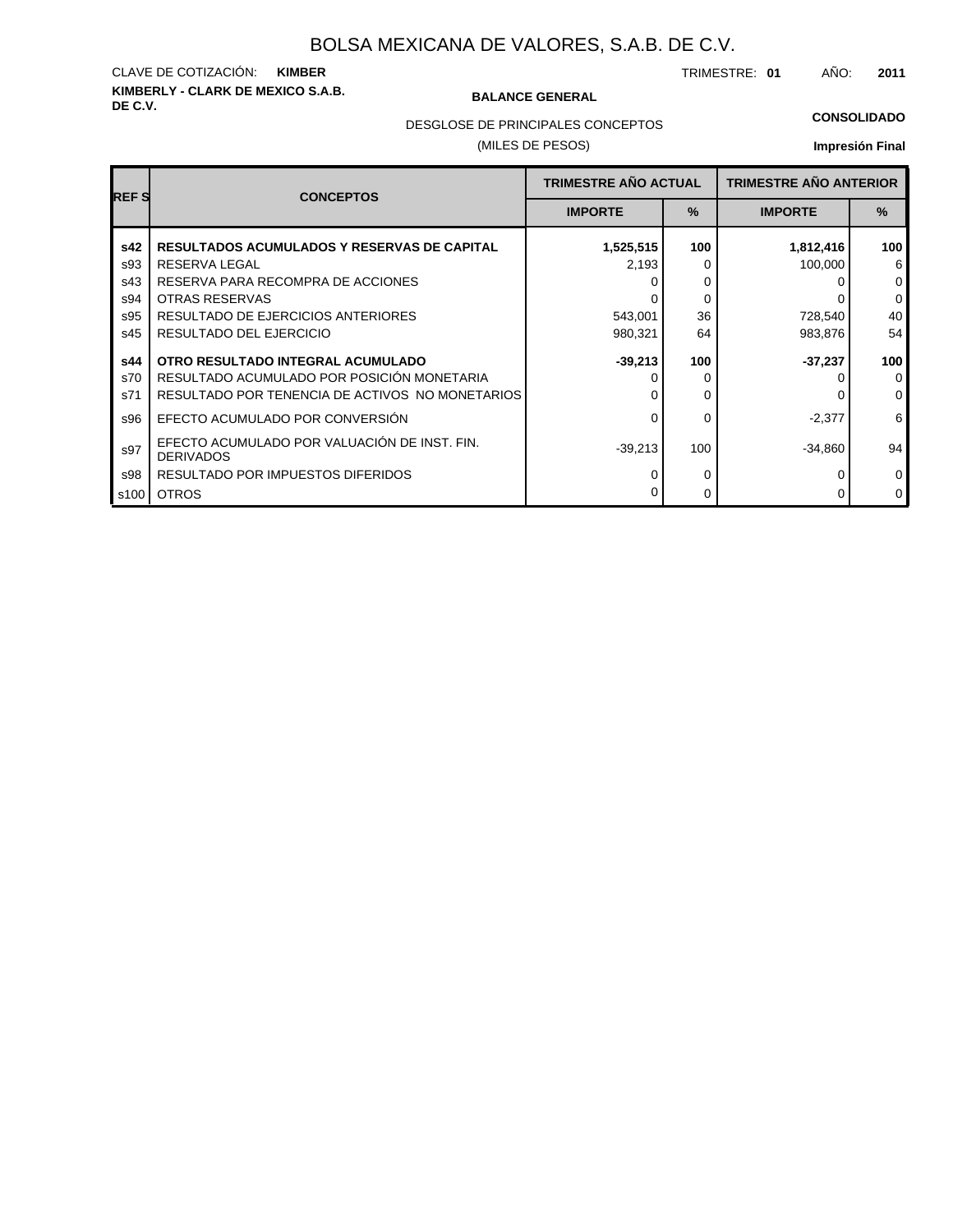# BOLSA MEXICANA DE VALORES, S.A.B. DE C.V.

CLAVE DE COTIZACIÓN: **KIMBER**

**KIMBERLY - CLARK DE MEXICO S.A.B. DE C.V.**

TRIMESTRE: **01** AÑO: **2011**

**BALANCE GENERAL**

DESGLOSE DE PRINCIPALES CONCEPTOS

(MILES DE PESOS)

**CONSOLIDADO**

**Impresión Final**

| REF S | CONCEPTOS | TRIMESTRE AÑO ACTUAL | | TRIMESTRE AÑO ANTERIOR | |
|---|---|---|---|---|---|
| | | IMPORTE | % | IMPORTE | % |
| **s42** | **RESULTADOS ACUMULADOS Y RESERVAS DE CAPITAL** | **1,525,515** | **100** | **1,812,416** | **100** |
| s93 | RESERVA LEGAL | 2,193 | 0 | 100,000 | 6 |
| s43 | RESERVA PARA RECOMPRA DE ACCIONES | 0 | 0 | 0 | 0 |
| s94 | OTRAS RESERVAS | 0 | 0 | 0 | 0 |
| s95 | RESULTADO DE EJERCICIOS ANTERIORES | 543,001 | 36 | 728,540 | 40 |
| s45 | RESULTADO DEL EJERCICIO | 980,321 | 64 | 983,876 | 54 |
| **s44** | **OTRO RESULTADO INTEGRAL ACUMULADO** | **-39,213** | **100** | **-37,237** | **100** |
| s70 | RESULTADO ACUMULADO POR POSICIÓN MONETARIA | 0 | 0 | 0 | 0 |
| s71 | RESULTADO POR TENENCIA DE ACTIVOS NO MONETARIOS | 0 | 0 | 0 | 0 |
| s96 | EFECTO ACUMULADO POR CONVERSIÓN | 0 | 0 | -2,377 | 6 |
| s97 | EFECTO ACUMULADO POR VALUACIÓN DE INST. FIN. DERIVADOS | -39,213 | 100 | -34,860 | 94 |
| s98 | RESULTADO POR IMPUESTOS DIFERIDOS | 0 | 0 | 0 | 0 |
| s100 | OTROS | 0 | 0 | 0 | 0 |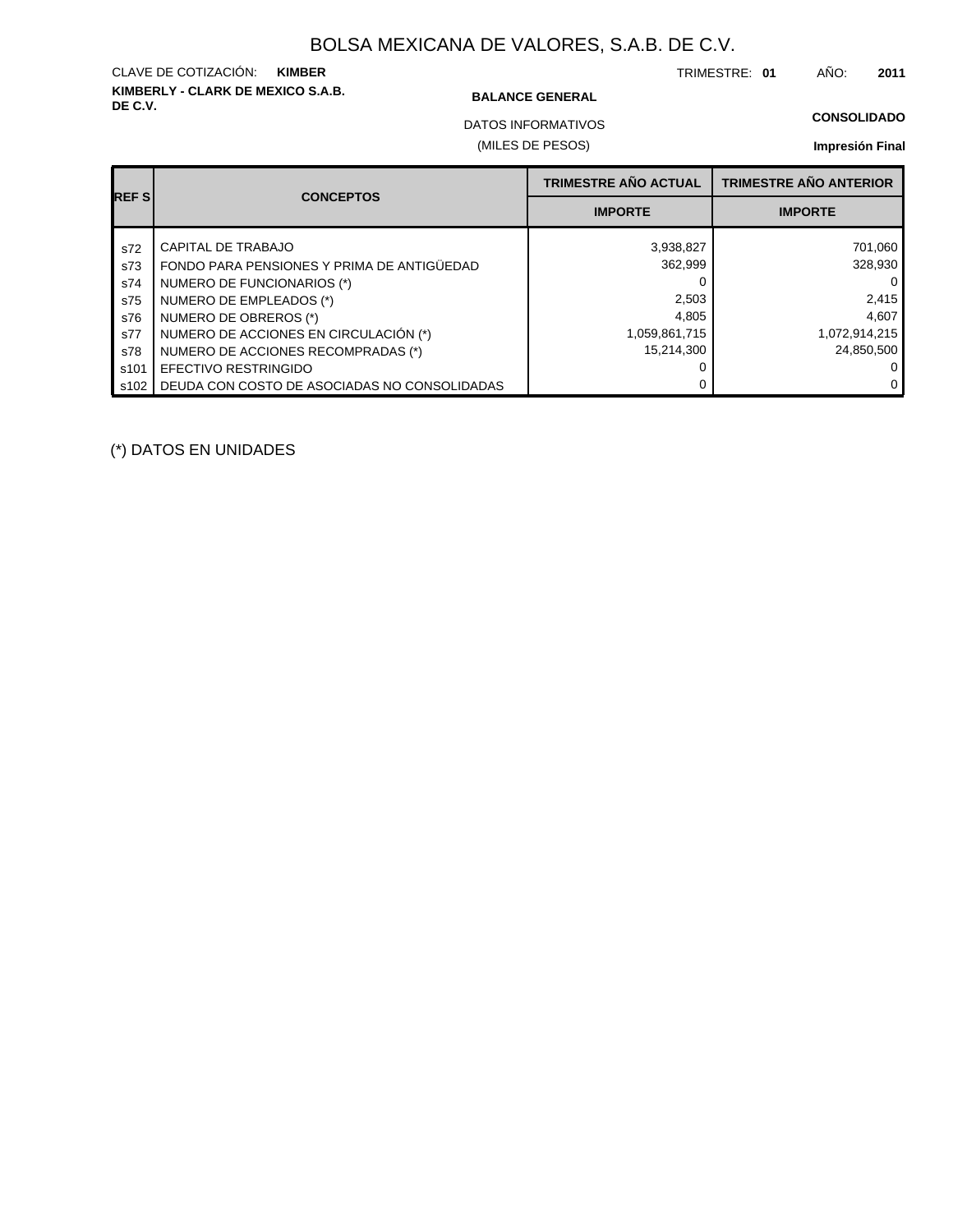# BOLSA MEXICANA DE VALORES, S.A.B. DE C.V.

CLAVE DE COTIZACIÓN: **KIMBER**

TRIMESTRE: **01** AÑO: **2011**

**KIMBERLY - CLARK DE MEXICO S.A.B. DE C.V.**

**BALANCE GENERAL**

DATOS INFORMATIVOS

(MILES DE PESOS)

**CONSOLIDADO**

**Impresión Final**

| REF S | CONCEPTOS | TRIMESTRE AÑO ACTUAL | TRIMESTRE AÑO ANTERIOR |
|---|---|---|---|
| | | IMPORTE | IMPORTE |
| s72 | CAPITAL DE TRABAJO | 3,938,827 | 701,060 |
| s73 | FONDO PARA PENSIONES Y PRIMA DE ANTIGÜEDAD | 362,999 | 328,930 |
| s74 | NUMERO DE FUNCIONARIOS (*) | 0 | 0 |
| s75 | NUMERO DE EMPLEADOS (*) | 2,503 | 2,415 |
| s76 | NUMERO DE OBREROS (*) | 4,805 | 4,607 |
| s77 | NUMERO DE ACCIONES EN CIRCULACIÓN (*) | 1,059,861,715 | 1,072,914,215 |
| s78 | NUMERO DE ACCIONES RECOMPRADAS (*) | 15,214,300 | 24,850,500 |
| s101 | EFECTIVO RESTRINGIDO | 0 | 0 |
| s102 | DEUDA CON COSTO DE ASOCIADAS NO CONSOLIDADAS | 0 | 0 |

(*) DATOS EN UNIDADES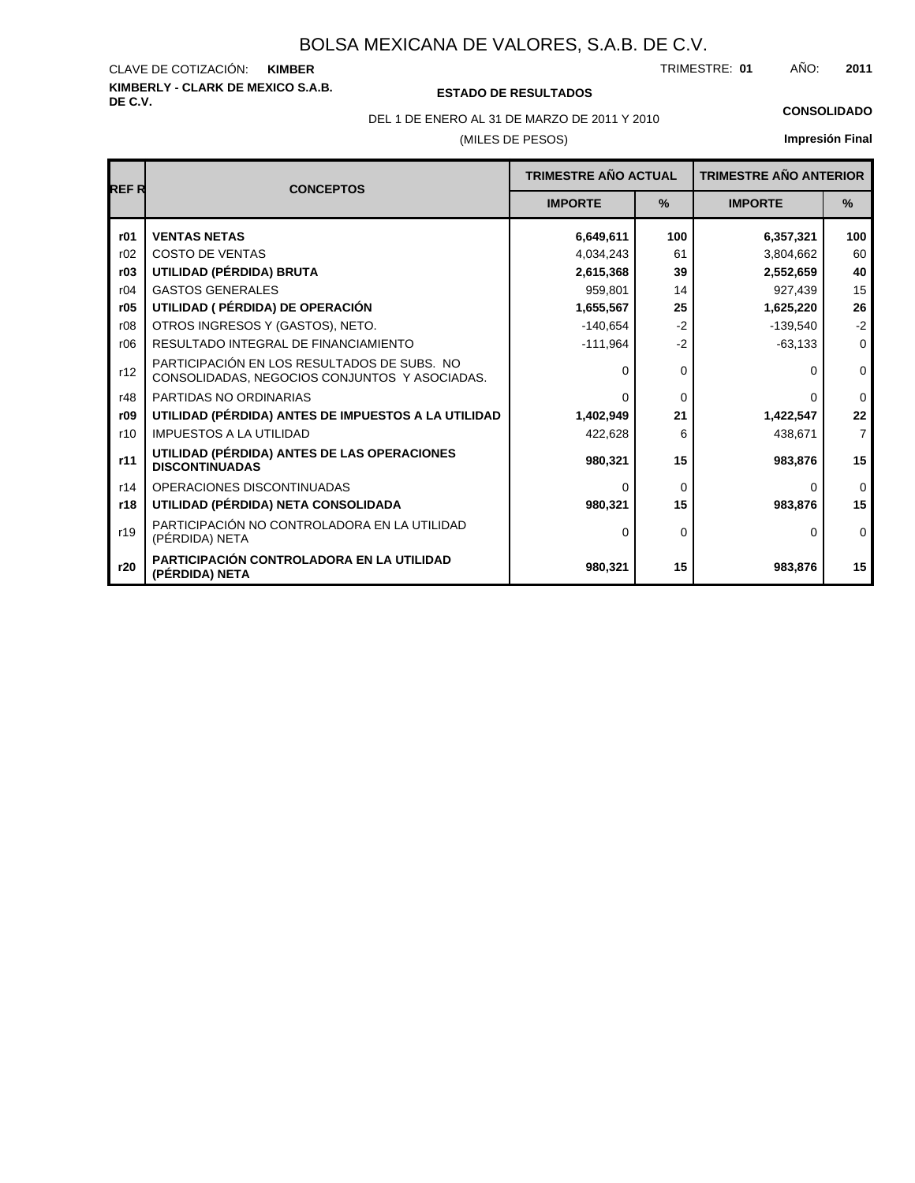# BOLSA MEXICANA DE VALORES, S.A.B. DE C.V.

CLAVE DE COTIZACIÓN: **KIMBER**

TRIMESTRE: **01** AÑO: **2011**

**KIMBERLY - CLARK DE MEXICO S.A.B. DE C.V.**

**ESTADO DE RESULTADOS**

DEL 1 DE ENERO AL 31 DE MARZO DE 2011 Y 2010

(MILES DE PESOS)

**CONSOLIDADO**

**Impresión Final**

| REF R | CONCEPTOS | TRIMESTRE AÑO ACTUAL | | TRIMESTRE AÑO ANTERIOR | |
|---|---|---|---|---|---|
| | | IMPORTE | % | IMPORTE | % |
| **r01** | **VENTAS NETAS** | **6,649,611** | **100** | **6,357,321** | **100** |
| r02 | COSTO DE VENTAS | 4,034,243 | 61 | 3,804,662 | 60 |
| **r03** | **UTILIDAD (PÉRDIDA) BRUTA** | **2,615,368** | **39** | **2,552,659** | **40** |
| r04 | GASTOS GENERALES | 959,801 | 14 | 927,439 | 15 |
| **r05** | **UTILIDAD ( PÉRDIDA) DE OPERACIÓN** | **1,655,567** | **25** | **1,625,220** | **26** |
| r08 | OTROS INGRESOS Y (GASTOS), NETO. | -140,654 | -2 | -139,540 | -2 |
| r06 | RESULTADO INTEGRAL DE FINANCIAMIENTO | -111,964 | -2 | -63,133 | 0 |
| r12 | PARTICIPACIÓN EN LOS RESULTADOS DE SUBS. NO CONSOLIDADAS, NEGOCIOS CONJUNTOS Y ASOCIADAS. | 0 | 0 | 0 | 0 |
| r48 | PARTIDAS NO ORDINARIAS | 0 | 0 | 0 | 0 |
| **r09** | **UTILIDAD (PÉRDIDA) ANTES DE IMPUESTOS A LA UTILIDAD** | **1,402,949** | **21** | **1,422,547** | **22** |
| r10 | IMPUESTOS A LA UTILIDAD | 422,628 | 6 | 438,671 | 7 |
| **r11** | **UTILIDAD (PÉRDIDA) ANTES DE LAS OPERACIONES DISCONTINUADAS** | **980,321** | **15** | **983,876** | **15** |
| r14 | OPERACIONES DISCONTINUADAS | 0 | 0 | 0 | 0 |
| **r18** | **UTILIDAD (PÉRDIDA) NETA CONSOLIDADA** | **980,321** | **15** | **983,876** | **15** |
| r19 | PARTICIPACIÓN NO CONTROLADORA EN LA UTILIDAD (PÉRDIDA) NETA | 0 | 0 | 0 | 0 |
| **r20** | **PARTICIPACIÓN CONTROLADORA EN LA UTILIDAD (PÉRDIDA) NETA** | **980,321** | **15** | **983,876** | **15** |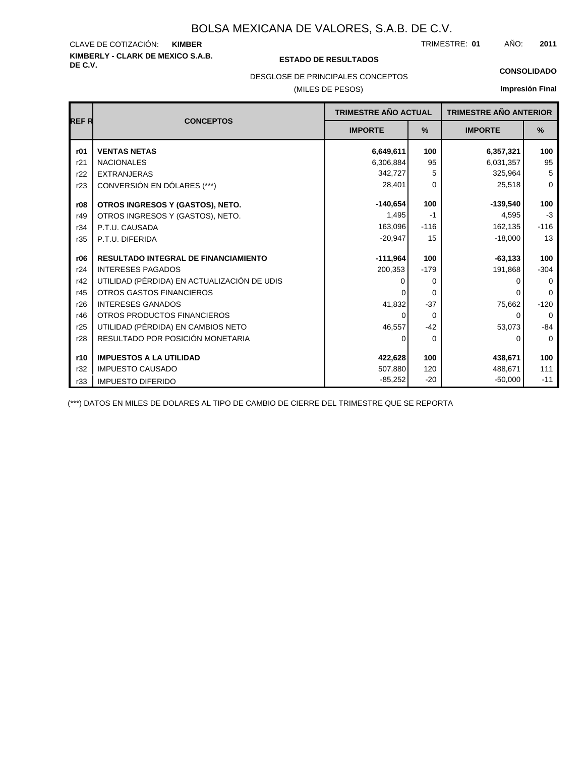# BOLSA MEXICANA DE VALORES, S.A.B. DE C.V.

CLAVE DE COTIZACIÓN: **KIMBER**

TRIMESTRE: **01** AÑO: **2011**

**KIMBERLY - CLARK DE MEXICO S.A.B. DE C.V.**

**ESTADO DE RESULTADOS**

DESGLOSE DE PRINCIPALES CONCEPTOS

(MILES DE PESOS)

**CONSOLIDADO**

**Impresión Final**

| REF R | CONCEPTOS | TRIMESTRE AÑO ACTUAL | | TRIMESTRE AÑO ANTERIOR | |
|---|---|---|---|---|---|
| | | **IMPORTE** | **%** | **IMPORTE** | **%** |
| **r01** | **VENTAS NETAS** | **6,649,611** | **100** | **6,357,321** | **100** |
| r21 | NACIONALES | 6,306,884 | 95 | 6,031,357 | 95 |
| r22 | EXTRANJERAS | 342,727 | 5 | 325,964 | 5 |
| r23 | CONVERSIÓN EN DÓLARES (***) | 28,401 | 0 | 25,518 | 0 |
| **r08** | **OTROS INGRESOS Y (GASTOS), NETO.** | **-140,654** | **100** | **-139,540** | **100** |
| r49 | OTROS INGRESOS Y (GASTOS), NETO. | 1,495 | -1 | 4,595 | -3 |
| r34 | P.T.U. CAUSADA | 163,096 | -116 | 162,135 | -116 |
| r35 | P.T.U. DIFERIDA | -20,947 | 15 | -18,000 | 13 |
| **r06** | **RESULTADO INTEGRAL DE FINANCIAMIENTO** | **-111,964** | **100** | **-63,133** | **100** |
| r24 | INTERESES PAGADOS | 200,353 | -179 | 191,868 | -304 |
| r42 | UTILIDAD (PÉRDIDA) EN ACTUALIZACIÓN DE UDIS | 0 | 0 | 0 | 0 |
| r45 | OTROS GASTOS FINANCIEROS | 0 | 0 | 0 | 0 |
| r26 | INTERESES GANADOS | 41,832 | -37 | 75,662 | -120 |
| r46 | OTROS PRODUCTOS FINANCIEROS | 0 | 0 | 0 | 0 |
| r25 | UTILIDAD (PÉRDIDA) EN CAMBIOS NETO | 46,557 | -42 | 53,073 | -84 |
| r28 | RESULTADO POR POSICIÓN MONETARIA | 0 | 0 | 0 | 0 |
| **r10** | **IMPUESTOS A LA UTILIDAD** | **422,628** | **100** | **438,671** | **100** |
| r32 | IMPUESTO CAUSADO | 507,880 | 120 | 488,671 | 111 |
| r33 | IMPUESTO DIFERIDO | -85,252 | -20 | -50,000 | -11 |

(***) DATOS EN MILES DE DOLARES AL TIPO DE CAMBIO DE CIERRE DEL TRIMESTRE QUE SE REPORTA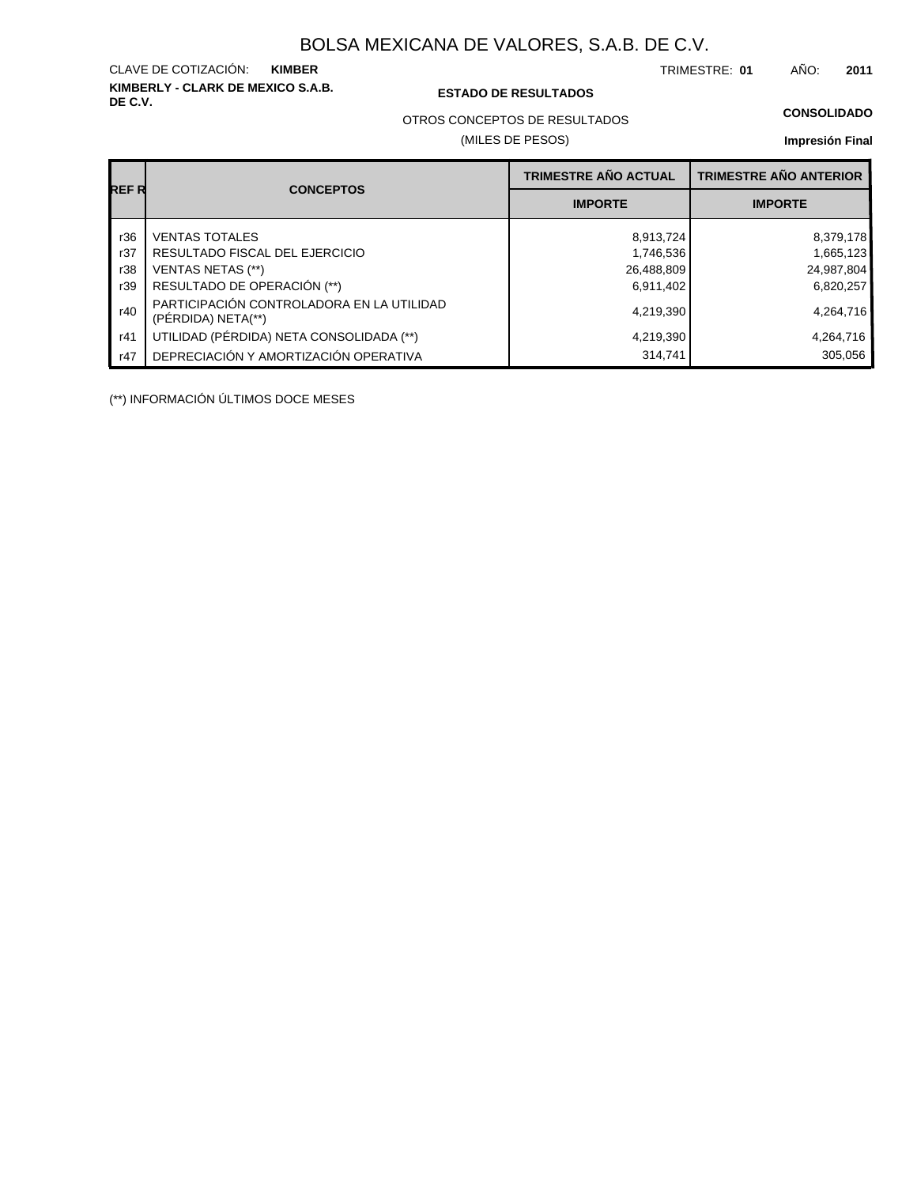# BOLSA MEXICANA DE VALORES, S.A.B. DE C.V.

CLAVE DE COTIZACIÓN: **KIMBER**

TRIMESTRE: **01** AÑO: **2011**

**KIMBERLY - CLARK DE MEXICO S.A.B. DE C.V.**

**ESTADO DE RESULTADOS**

**CONSOLIDADO**

OTROS CONCEPTOS DE RESULTADOS

(MILES DE PESOS)

**Impresión Final**

| REF R | CONCEPTOS | TRIMESTRE AÑO ACTUAL | TRIMESTRE AÑO ANTERIOR |
|---|---|---|---|
| | | IMPORTE | IMPORTE |
| r36 | VENTAS TOTALES | 8,913,724 | 8,379,178 |
| r37 | RESULTADO FISCAL DEL EJERCICIO | 1,746,536 | 1,665,123 |
| r38 | VENTAS NETAS (**) | 26,488,809 | 24,987,804 |
| r39 | RESULTADO DE OPERACIÓN (**) | 6,911,402 | 6,820,257 |
| r40 | PARTICIPACIÓN CONTROLADORA EN LA UTILIDAD (PÉRDIDA) NETA(**) | 4,219,390 | 4,264,716 |
| r41 | UTILIDAD (PÉRDIDA) NETA CONSOLIDADA (**) | 4,219,390 | 4,264,716 |
| r47 | DEPRECIACIÓN Y AMORTIZACIÓN OPERATIVA | 314,741 | 305,056 |

(**) INFORMACIÓN ÚLTIMOS DOCE MESES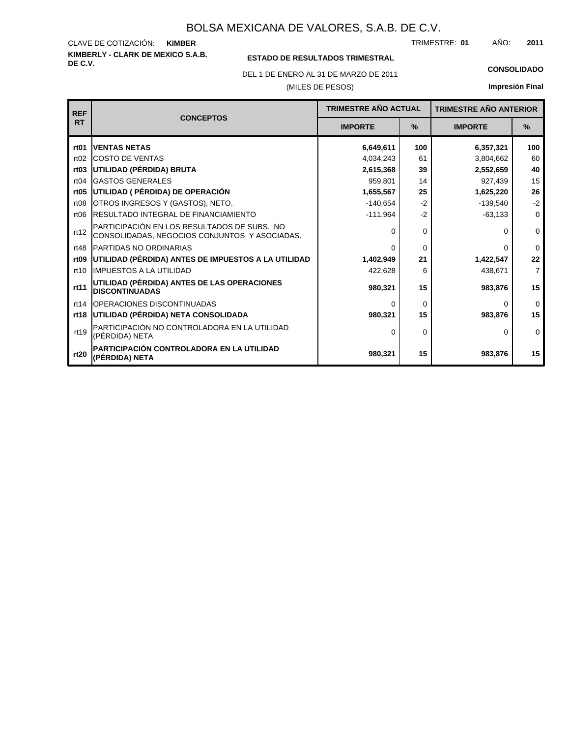# BOLSA MEXICANA DE VALORES, S.A.B. DE C.V.

CLAVE DE COTIZACIÓN: **KIMBER**

TRIMESTRE: **01** AÑO: **2011**

**KIMBERLY - CLARK DE MEXICO S.A.B. DE C.V.**

**ESTADO DE RESULTADOS TRIMESTRAL**

DEL 1 DE ENERO AL 31 DE MARZO DE 2011

(MILES DE PESOS)

**CONSOLIDADO**

**Impresión Final**

| REF RT | CONCEPTOS | TRIMESTRE AÑO ACTUAL | | TRIMESTRE AÑO ANTERIOR | |
|---|---|---|---|---|---|
| | | IMPORTE | % | IMPORTE | % |
| **rt01** | **VENTAS NETAS** | **6,649,611** | **100** | **6,357,321** | **100** |
| rt02 | COSTO DE VENTAS | 4,034,243 | 61 | 3,804,662 | 60 |
| **rt03** | **UTILIDAD (PÉRDIDA) BRUTA** | **2,615,368** | **39** | **2,552,659** | **40** |
| rt04 | GASTOS GENERALES | 959,801 | 14 | 927,439 | 15 |
| **rt05** | **UTILIDAD ( PÉRDIDA) DE OPERACIÓN** | **1,655,567** | **25** | **1,625,220** | **26** |
| rt08 | OTROS INGRESOS Y (GASTOS), NETO. | -140,654 | -2 | -139,540 | -2 |
| rt06 | RESULTADO INTEGRAL DE FINANCIAMIENTO | -111,964 | -2 | -63,133 | 0 |
| rt12 | PARTICIPACIÓN EN LOS RESULTADOS DE SUBS. NO CONSOLIDADAS, NEGOCIOS CONJUNTOS Y ASOCIADAS. | 0 | 0 | 0 | 0 |
| rt48 | PARTIDAS NO ORDINARIAS | 0 | 0 | 0 | 0 |
| **rt09** | **UTILIDAD (PÉRDIDA) ANTES DE IMPUESTOS A LA UTILIDAD** | **1,402,949** | **21** | **1,422,547** | **22** |
| rt10 | IMPUESTOS A LA UTILIDAD | 422,628 | 6 | 438,671 | 7 |
| **rt11** | **UTILIDAD (PÉRDIDA) ANTES DE LAS OPERACIONES DISCONTINUADAS** | **980,321** | **15** | **983,876** | **15** |
| rt14 | OPERACIONES DISCONTINUADAS | 0 | 0 | 0 | 0 |
| **rt18** | **UTILIDAD (PÉRDIDA) NETA CONSOLIDADA** | **980,321** | **15** | **983,876** | **15** |
| rt19 | PARTICIPACIÓN NO CONTROLADORA EN LA UTILIDAD (PÉRDIDA) NETA | 0 | 0 | 0 | 0 |
| **rt20** | **PARTICIPACIÓN CONTROLADORA EN LA UTILIDAD (PÉRDIDA) NETA** | **980,321** | **15** | **983,876** | **15** |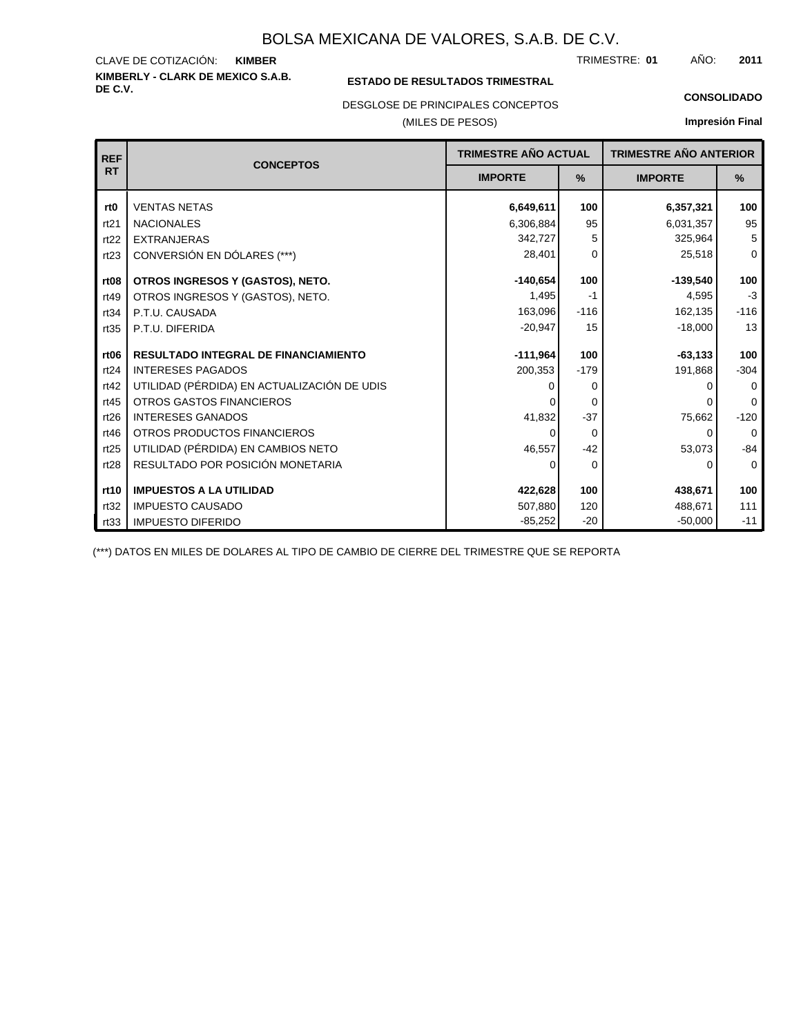# BOLSA MEXICANA DE VALORES, S.A.B. DE C.V.

CLAVE DE COTIZACIÓN: **KIMBER**

TRIMESTRE: **01** AÑO: **2011**

**KIMBERLY - CLARK DE MEXICO S.A.B. DE C.V.**

**ESTADO DE RESULTADOS TRIMESTRAL**

DESGLOSE DE PRINCIPALES CONCEPTOS

(MILES DE PESOS)

**CONSOLIDADO**

**Impresión Final**

| REF RT | CONCEPTOS | TRIMESTRE AÑO ACTUAL | | TRIMESTRE AÑO ANTERIOR | |
|---|---|---|---|---|---|
| | | IMPORTE | % | IMPORTE | % |
| **rt0** | VENTAS NETAS | **6,649,611** | **100** | **6,357,321** | **100** |
| rt21 | NACIONALES | 6,306,884 | 95 | 6,031,357 | 95 |
| rt22 | EXTRANJERAS | 342,727 | 5 | 325,964 | 5 |
| rt23 | CONVERSIÓN EN DÓLARES (***) | 28,401 | 0 | 25,518 | 0 |
| **rt08** | **OTROS INGRESOS Y (GASTOS), NETO.** | **-140,654** | **100** | **-139,540** | **100** |
| rt49 | OTROS INGRESOS Y (GASTOS), NETO. | 1,495 | -1 | 4,595 | -3 |
| rt34 | P.T.U. CAUSADA | 163,096 | -116 | 162,135 | -116 |
| rt35 | P.T.U. DIFERIDA | -20,947 | 15 | -18,000 | 13 |
| **rt06** | **RESULTADO INTEGRAL DE FINANCIAMIENTO** | **-111,964** | **100** | **-63,133** | **100** |
| rt24 | INTERESES PAGADOS | 200,353 | -179 | 191,868 | -304 |
| rt42 | UTILIDAD (PÉRDIDA) EN ACTUALIZACIÓN DE UDIS | 0 | 0 | 0 | 0 |
| rt45 | OTROS GASTOS FINANCIEROS | 0 | 0 | 0 | 0 |
| rt26 | INTERESES GANADOS | 41,832 | -37 | 75,662 | -120 |
| rt46 | OTROS PRODUCTOS FINANCIEROS | 0 | 0 | 0 | 0 |
| rt25 | UTILIDAD (PÉRDIDA) EN CAMBIOS NETO | 46,557 | -42 | 53,073 | -84 |
| rt28 | RESULTADO POR POSICIÓN MONETARIA | 0 | 0 | 0 | 0 |
| **rt10** | **IMPUESTOS A LA UTILIDAD** | **422,628** | **100** | **438,671** | **100** |
| rt32 | IMPUESTO CAUSADO | 507,880 | 120 | 488,671 | 111 |
| rt33 | IMPUESTO DIFERIDO | -85,252 | -20 | -50,000 | -11 |

(***) DATOS EN MILES DE DOLARES AL TIPO DE CAMBIO DE CIERRE DEL TRIMESTRE QUE SE REPORTA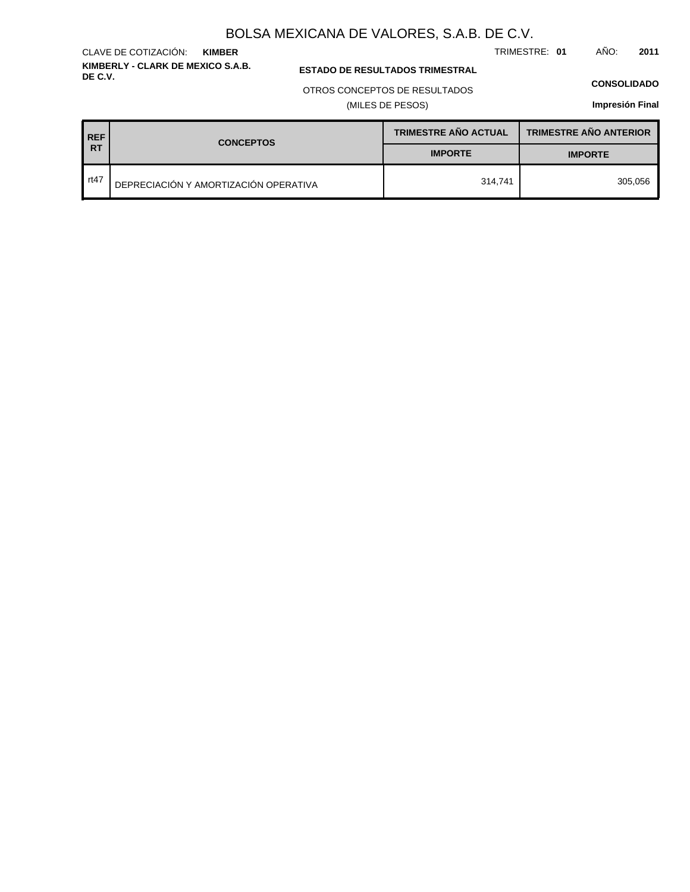# BOLSA MEXICANA DE VALORES, S.A.B. DE C.V.

CLAVE DE COTIZACIÓN: **KIMBER**

TRIMESTRE: **01** AÑO: **2011**

**KIMBERLY - CLARK DE MEXICO S.A.B. DE C.V.**

**ESTADO DE RESULTADOS TRIMESTRAL**

OTROS CONCEPTOS DE RESULTADOS

(MILES DE PESOS)

**CONSOLIDADO**

**Impresión Final**

| REF RT | CONCEPTOS | TRIMESTRE AÑO ACTUAL | TRIMESTRE AÑO ANTERIOR |
|---|---|---|---|
| | | IMPORTE | IMPORTE |
| rt47 | DEPRECIACIÓN Y AMORTIZACIÓN OPERATIVA | 314,741 | 305,056 |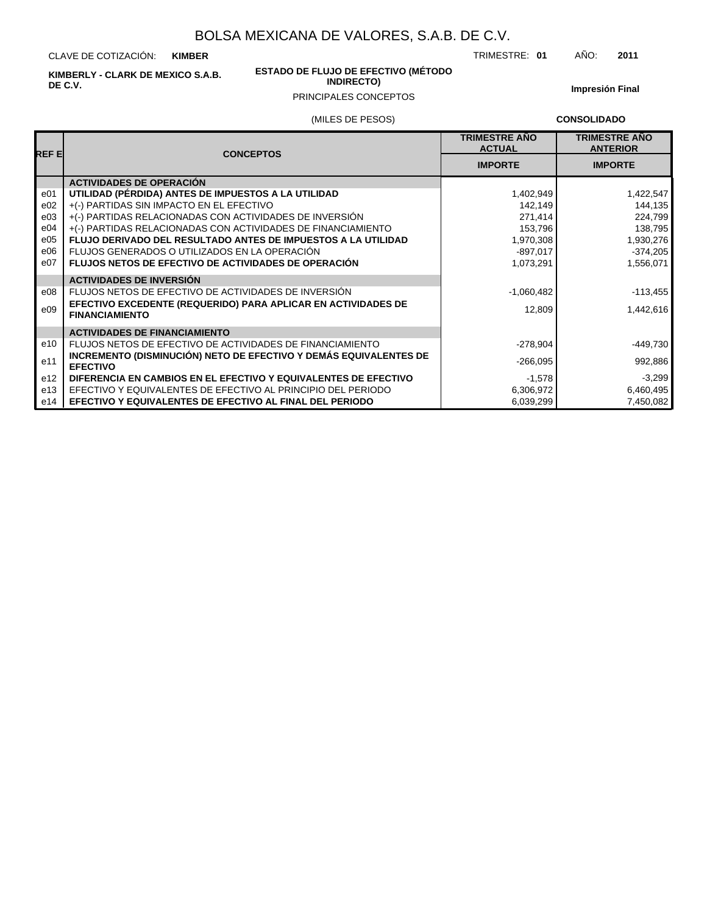# BOLSA MEXICANA DE VALORES, S.A.B. DE C.V.

CLAVE DE COTIZACIÓN: **KIMBER** TRIMESTRE: **01** AÑO: **2011**

**KIMBERLY - CLARK DE MEXICO S.A.B. DE C.V.**

**ESTADO DE FLUJO DE EFECTIVO (MÉTODO INDIRECTO)**

PRINCIPALES CONCEPTOS

**Impresión Final**

(MILES DE PESOS) **CONSOLIDADO**

| REF E | CONCEPTOS | TRIMESTRE AÑO ACTUAL | TRIMESTRE AÑO ANTERIOR |
|---|---|---|---|
| | | IMPORTE | IMPORTE |
| | **ACTIVIDADES DE OPERACIÓN** | | |
| e01 | **UTILIDAD (PÉRDIDA) ANTES DE IMPUESTOS A LA UTILIDAD** | 1,402,949 | 1,422,547 |
| e02 | +(-) PARTIDAS SIN IMPACTO EN EL EFECTIVO | 142,149 | 144,135 |
| e03 | +(-) PARTIDAS RELACIONADAS CON ACTIVIDADES DE INVERSIÓN | 271,414 | 224,799 |
| e04 | +(-) PARTIDAS RELACIONADAS CON ACTIVIDADES DE FINANCIAMIENTO | 153,796 | 138,795 |
| e05 | **FLUJO DERIVADO DEL RESULTADO ANTES DE IMPUESTOS A LA UTILIDAD** | 1,970,308 | 1,930,276 |
| e06 | FLUJOS GENERADOS O UTILIZADOS EN LA OPERACIÓN | -897,017 | -374,205 |
| e07 | **FLUJOS NETOS DE EFECTIVO DE ACTIVIDADES DE OPERACIÓN** | 1,073,291 | 1,556,071 |
| | **ACTIVIDADES DE INVERSIÓN** | | |
| e08 | FLUJOS NETOS DE EFECTIVO DE ACTIVIDADES DE INVERSIÓN | -1,060,482 | -113,455 |
| e09 | **EFECTIVO EXCEDENTE (REQUERIDO) PARA APLICAR EN ACTIVIDADES DE FINANCIAMIENTO** | 12,809 | 1,442,616 |
| | **ACTIVIDADES DE FINANCIAMIENTO** | | |
| e10 | FLUJOS NETOS DE EFECTIVO DE ACTIVIDADES DE FINANCIAMIENTO | -278,904 | -449,730 |
| e11 | **INCREMENTO (DISMINUCIÓN) NETO DE EFECTIVO Y DEMÁS EQUIVALENTES DE EFECTIVO** | -266,095 | 992,886 |
| e12 | **DIFERENCIA EN CAMBIOS EN EL EFECTIVO Y EQUIVALENTES DE EFECTIVO** | -1,578 | -3,299 |
| e13 | EFECTIVO Y EQUIVALENTES DE EFECTIVO AL PRINCIPIO DEL PERIODO | 6,306,972 | 6,460,495 |
| e14 | **EFECTIVO Y EQUIVALENTES DE EFECTIVO AL FINAL DEL PERIODO** | 6,039,299 | 7,450,082 |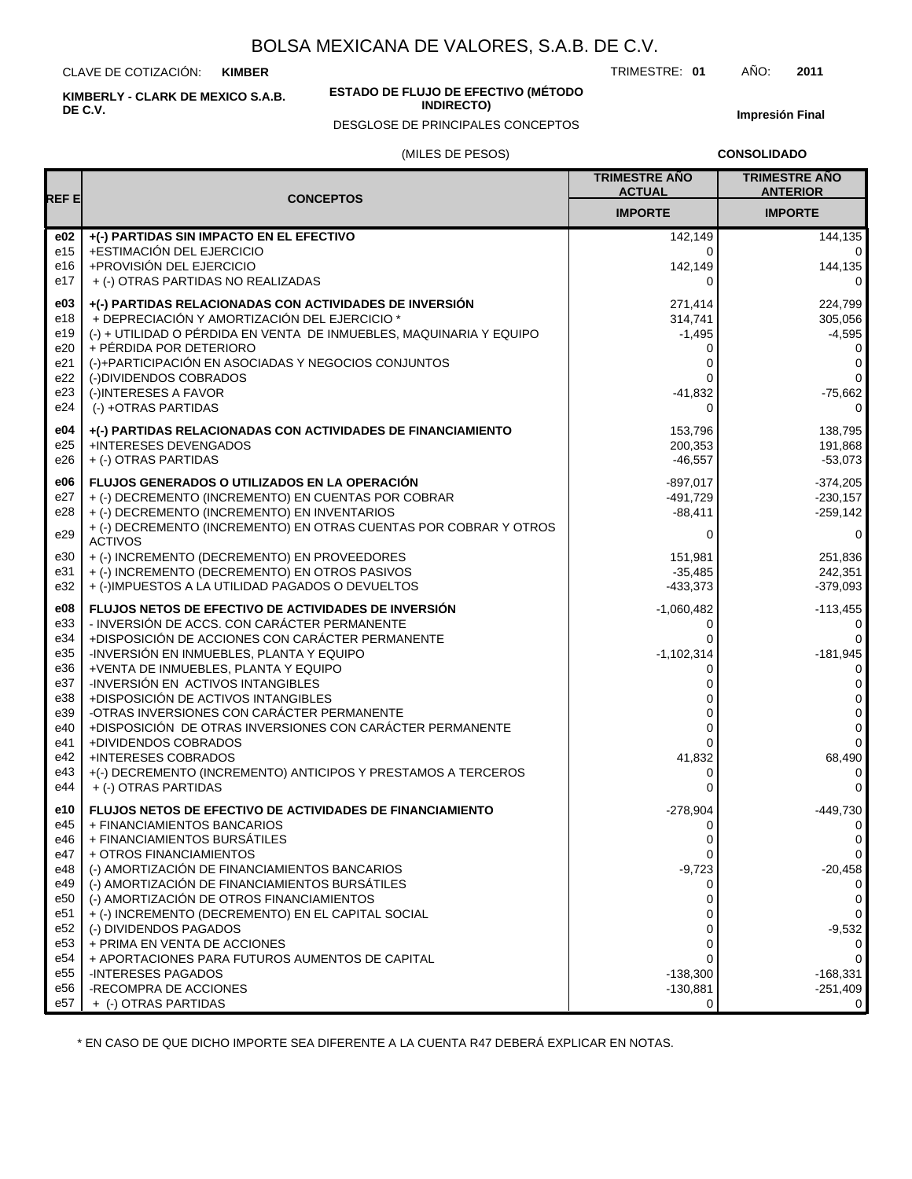# BOLSA MEXICANA DE VALORES, S.A.B. DE C.V.

CLAVE DE COTIZACIÓN: **KIMBER** TRIMESTRE: **01** AÑO: **2011**

**KIMBERLY - CLARK DE MEXICO S.A.B. DE C.V.**

**ESTADO DE FLUJO DE EFECTIVO (MÉTODO INDIRECTO)**

DESGLOSE DE PRINCIPALES CONCEPTOS

**Impresión Final**

(MILES DE PESOS) **CONSOLIDADO**

| REF E | CONCEPTOS | TRIMESTRE AÑO ACTUAL | TRIMESTRE AÑO ANTERIOR |
|---|---|---|---|
| | | IMPORTE | IMPORTE |
| **e02** | **+(-) PARTIDAS SIN IMPACTO EN EL EFECTIVO** | 142,149 | 144,135 |
| e15 | +ESTIMACIÓN DEL EJERCICIO | 0 | 0 |
| e16 | +PROVISIÓN DEL EJERCICIO | 142,149 | 144,135 |
| e17 | + (-) OTRAS PARTIDAS NO REALIZADAS | 0 | 0 |
| **e03** | **+(-) PARTIDAS RELACIONADAS CON ACTIVIDADES DE INVERSIÓN** | 271,414 | 224,799 |
| e18 | + DEPRECIACIÓN Y AMORTIZACIÓN DEL EJERCICIO * | 314,741 | 305,056 |
| e19 | (-) + UTILIDAD O PÉRDIDA EN VENTA DE INMUEBLES, MAQUINARIA Y EQUIPO | -1,495 | -4,595 |
| e20 | + PÉRDIDA POR DETERIORO | 0 | 0 |
| e21 | (-)+PARTICIPACIÓN EN ASOCIADAS Y NEGOCIOS CONJUNTOS | 0 | 0 |
| e22 | (-)DIVIDENDOS COBRADOS | 0 | 0 |
| e23 | (-)INTERESES A FAVOR | -41,832 | -75,662 |
| e24 | (-) +OTRAS PARTIDAS | 0 | 0 |
| **e04** | **+(-) PARTIDAS RELACIONADAS CON ACTIVIDADES DE FINANCIAMIENTO** | 153,796 | 138,795 |
| e25 | +INTERESES DEVENGADOS | 200,353 | 191,868 |
| e26 | + (-) OTRAS PARTIDAS | -46,557 | -53,073 |
| **e06** | **FLUJOS GENERADOS O UTILIZADOS EN LA OPERACIÓN** | -897,017 | -374,205 |
| e27 | + (-) DECREMENTO (INCREMENTO) EN CUENTAS POR COBRAR | -491,729 | -230,157 |
| e28 | + (-) DECREMENTO (INCREMENTO) EN INVENTARIOS | -88,411 | -259,142 |
| e29 | + (-) DECREMENTO (INCREMENTO) EN OTRAS CUENTAS POR COBRAR Y OTROS ACTIVOS | 0 | 0 |
| e30 | + (-) INCREMENTO (DECREMENTO) EN PROVEEDORES | 151,981 | 251,836 |
| e31 | + (-) INCREMENTO (DECREMENTO) EN OTROS PASIVOS | -35,485 | 242,351 |
| e32 | + (-)IMPUESTOS A LA UTILIDAD PAGADOS O DEVUELTOS | -433,373 | -379,093 |
| **e08** | **FLUJOS NETOS DE EFECTIVO DE ACTIVIDADES DE INVERSIÓN** | -1,060,482 | -113,455 |
| e33 | - INVERSIÓN DE ACCS. CON CARÁCTER PERMANENTE | 0 | 0 |
| e34 | +DISPOSICIÓN DE ACCIONES CON CARÁCTER PERMANENTE | 0 | 0 |
| e35 | -INVERSIÓN EN INMUEBLES, PLANTA Y EQUIPO | -1,102,314 | -181,945 |
| e36 | +VENTA DE INMUEBLES, PLANTA Y EQUIPO | 0 | 0 |
| e37 | -INVERSIÓN EN ACTIVOS INTANGIBLES | 0 | 0 |
| e38 | +DISPOSICIÓN DE ACTIVOS INTANGIBLES | 0 | 0 |
| e39 | -OTRAS INVERSIONES CON CARÁCTER PERMANENTE | 0 | 0 |
| e40 | +DISPOSICIÓN DE OTRAS INVERSIONES CON CARÁCTER PERMANENTE | 0 | 0 |
| e41 | +DIVIDENDOS COBRADOS | 0 | 0 |
| e42 | +INTERESES COBRADOS | 41,832 | 68,490 |
| e43 | +(-) DECREMENTO (INCREMENTO) ANTICIPOS Y PRESTAMOS A TERCEROS | 0 | 0 |
| e44 | + (-) OTRAS PARTIDAS | 0 | 0 |
| **e10** | **FLUJOS NETOS DE EFECTIVO DE ACTIVIDADES DE FINANCIAMIENTO** | -278,904 | -449,730 |
| e45 | + FINANCIAMIENTOS BANCARIOS | 0 | 0 |
| e46 | + FINANCIAMIENTOS BURSÁTILES | 0 | 0 |
| e47 | + OTROS FINANCIAMIENTOS | 0 | 0 |
| e48 | (-) AMORTIZACIÓN DE FINANCIAMIENTOS BANCARIOS | -9,723 | -20,458 |
| e49 | (-) AMORTIZACIÓN DE FINANCIAMIENTOS BURSÁTILES | 0 | 0 |
| e50 | (-) AMORTIZACIÓN DE OTROS FINANCIAMIENTOS | 0 | 0 |
| e51 | + (-) INCREMENTO (DECREMENTO) EN EL CAPITAL SOCIAL | 0 | 0 |
| e52 | (-) DIVIDENDOS PAGADOS | 0 | -9,532 |
| e53 | + PRIMA EN VENTA DE ACCIONES | 0 | 0 |
| e54 | + APORTACIONES PARA FUTUROS AUMENTOS DE CAPITAL | 0 | 0 |
| e55 | -INTERESES PAGADOS | -138,300 | -168,331 |
| e56 | -RECOMPRA DE ACCIONES | -130,881 | -251,409 |
| e57 | + (-) OTRAS PARTIDAS | 0 | 0 |

* EN CASO DE QUE DICHO IMPORTE SEA DIFERENTE A LA CUENTA R47 DEBERÁ EXPLICAR EN NOTAS.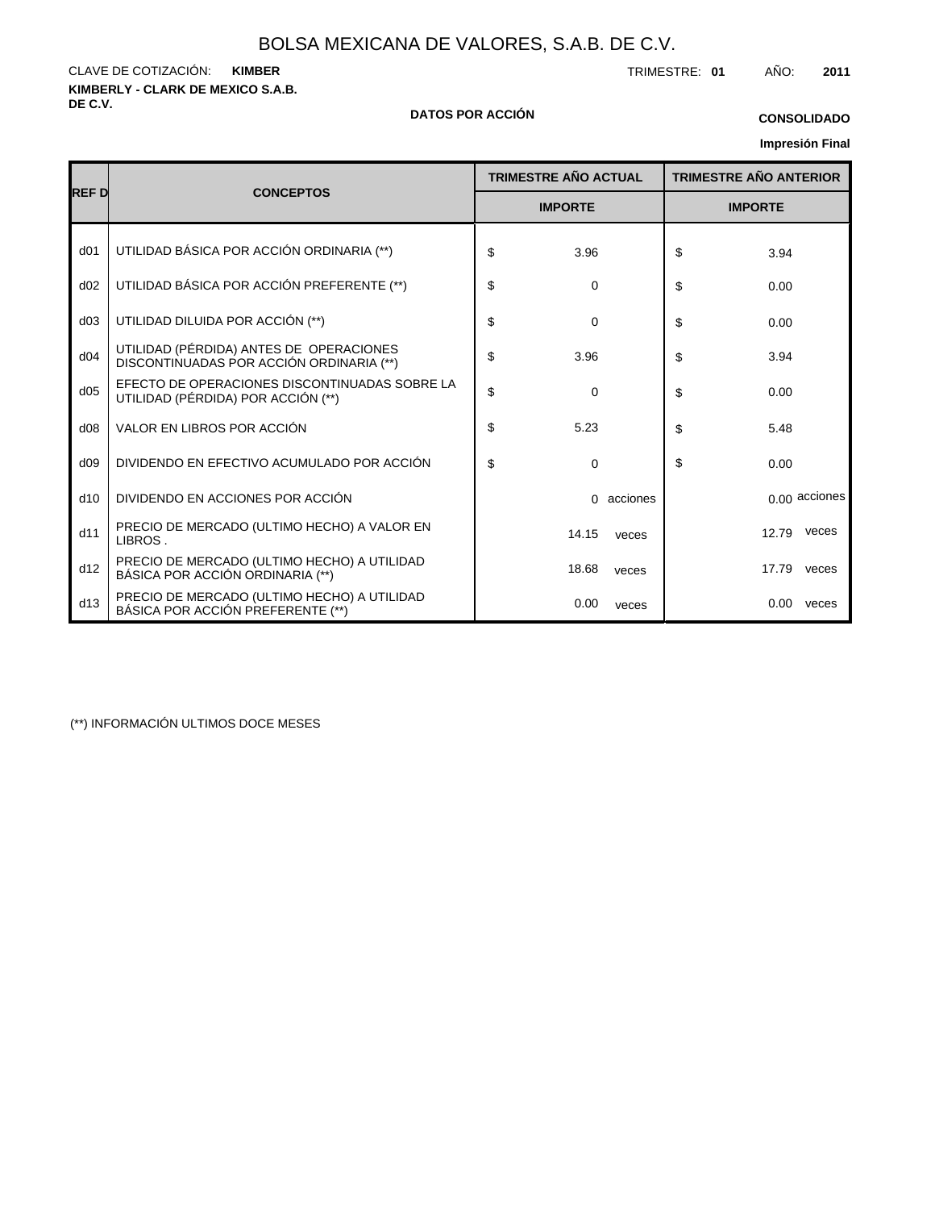# BOLSA MEXICANA DE VALORES, S.A.B. DE C.V.

CLAVE DE COTIZACIÓN: **KIMBER** TRIMESTRE: **01** AÑO: **2011**

**KIMBERLY - CLARK DE MEXICO S.A.B. DE C.V.**

**DATOS POR ACCIÓN**

**CONSOLIDADO**

**Impresión Final**

| REF D | CONCEPTOS | TRIMESTRE AÑO ACTUAL | | TRIMESTRE AÑO ANTERIOR | |
|---|---|---|---|---|---|
| | | IMPORTE | | IMPORTE | |
| d01 | UTILIDAD BÁSICA POR ACCIÓN ORDINARIA (**) | $ | 3.96 | $ | 3.94 |
| d02 | UTILIDAD BÁSICA POR ACCIÓN PREFERENTE (**) | $ | 0 | $ | 0.00 |
| d03 | UTILIDAD DILUIDA POR ACCIÓN (**) | $ | 0 | $ | 0.00 |
| d04 | UTILIDAD (PÉRDIDA) ANTES DE OPERACIONES DISCONTINUADAS POR ACCIÓN ORDINARIA (**) | $ | 3.96 | $ | 3.94 |
| d05 | EFECTO DE OPERACIONES DISCONTINUADAS SOBRE LA UTILIDAD (PÉRDIDA) POR ACCIÓN (**) | $ | 0 | $ | 0.00 |
| d08 | VALOR EN LIBROS POR ACCIÓN | $ | 5.23 | $ | 5.48 |
| d09 | DIVIDENDO EN EFECTIVO ACUMULADO POR ACCIÓN | $ | 0 | $ | 0.00 |
| d10 | DIVIDENDO EN ACCIONES POR ACCIÓN | | 0 acciones | | 0.00 acciones |
| d11 | PRECIO DE MERCADO (ULTIMO HECHO) A VALOR EN LIBROS . | | 14.15 veces | | 12.79 veces |
| d12 | PRECIO DE MERCADO (ULTIMO HECHO) A UTILIDAD BÁSICA POR ACCIÓN ORDINARIA (**) | | 18.68 veces | | 17.79 veces |
| d13 | PRECIO DE MERCADO (ULTIMO HECHO) A UTILIDAD BÁSICA POR ACCIÓN PREFERENTE (**) | | 0.00 veces | | 0.00 veces |

(**) INFORMACIÓN ULTIMOS DOCE MESES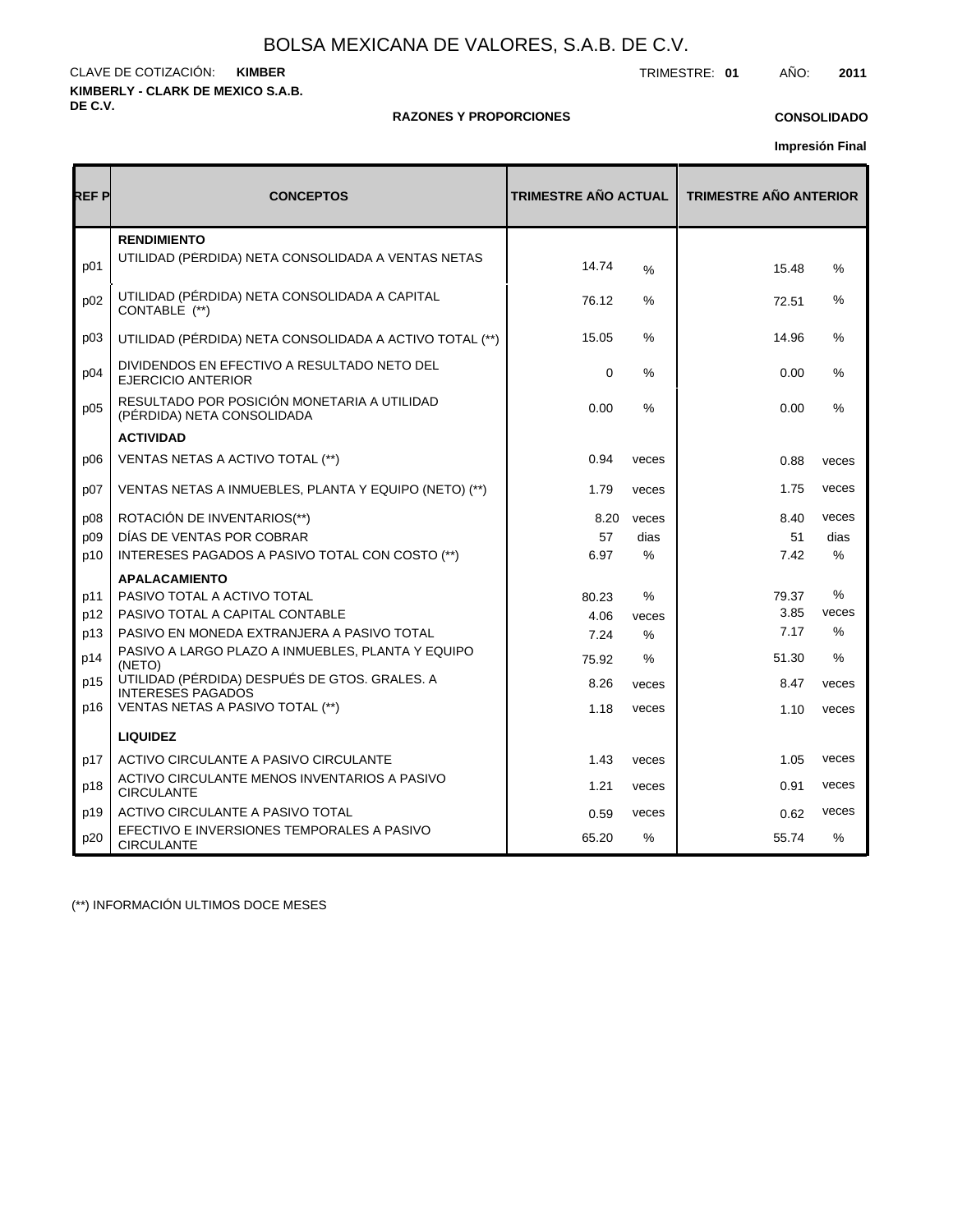# BOLSA MEXICANA DE VALORES, S.A.B. DE C.V.

CLAVE DE COTIZACIÓN: **KIMBER**

TRIMESTRE: **01** AÑO: **2011**

**KIMBERLY - CLARK DE MEXICO S.A.B. DE C.V.**

**RAZONES Y PROPORCIONES**

**CONSOLIDADO**

**Impresión Final**

| REF P | CONCEPTOS | TRIMESTRE AÑO ACTUAL | | TRIMESTRE AÑO ANTERIOR | |
|---|---|---|---|---|---|
| | **RENDIMIENTO** | | | | |
| p01 | UTILIDAD (PÉRDIDA) NETA CONSOLIDADA A VENTAS NETAS | 14.74 | % | 15.48 | % |
| p02 | UTILIDAD (PÉRDIDA) NETA CONSOLIDADA A CAPITAL CONTABLE (**) | 76.12 | % | 72.51 | % |
| p03 | UTILIDAD (PÉRDIDA) NETA CONSOLIDADA A ACTIVO TOTAL (**) | 15.05 | % | 14.96 | % |
| p04 | DIVIDENDOS EN EFECTIVO A RESULTADO NETO DEL EJERCICIO ANTERIOR | 0 | % | 0.00 | % |
| p05 | RESULTADO POR POSICIÓN MONETARIA A UTILIDAD (PÉRDIDA) NETA CONSOLIDADA | 0.00 | % | 0.00 | % |
| | **ACTIVIDAD** | | | | |
| p06 | VENTAS NETAS A ACTIVO TOTAL (**) | 0.94 | veces | 0.88 | veces |
| p07 | VENTAS NETAS A INMUEBLES, PLANTA Y EQUIPO (NETO) (**) | 1.79 | veces | 1.75 | veces |
| p08 | ROTACIÓN DE INVENTARIOS(**) | 8.20 | veces | 8.40 | veces |
| p09 | DÍAS DE VENTAS POR COBRAR | 57 | dias | 51 | dias |
| p10 | INTERESES PAGADOS A PASIVO TOTAL CON COSTO (**) | 6.97 | % | 7.42 | % |
| | **APALACAMIENTO** | | | | |
| p11 | PASIVO TOTAL A ACTIVO TOTAL | 80.23 | % | 79.37 | % |
| p12 | PASIVO TOTAL A CAPITAL CONTABLE | 4.06 | veces | 3.85 | veces |
| p13 | PASIVO EN MONEDA EXTRANJERA A PASIVO TOTAL | 7.24 | % | 7.17 | % |
| p14 | PASIVO A LARGO PLAZO A INMUEBLES, PLANTA Y EQUIPO (NETO) | 75.92 | % | 51.30 | % |
| p15 | UTILIDAD (PÉRDIDA) DESPUÉS DE GTOS. GRALES. A INTERESES PAGADOS | 8.26 | veces | 8.47 | veces |
| p16 | VENTAS NETAS A PASIVO TOTAL (**) | 1.18 | veces | 1.10 | veces |
| | **LIQUIDEZ** | | | | |
| p17 | ACTIVO CIRCULANTE A PASIVO CIRCULANTE | 1.43 | veces | 1.05 | veces |
| p18 | ACTIVO CIRCULANTE MENOS INVENTARIOS A PASIVO CIRCULANTE | 1.21 | veces | 0.91 | veces |
| p19 | ACTIVO CIRCULANTE A PASIVO TOTAL | 0.59 | veces | 0.62 | veces |
| p20 | EFECTIVO E INVERSIONES TEMPORALES A PASIVO CIRCULANTE | 65.20 | % | 55.74 | % |

(**) INFORMACIÓN ULTIMOS DOCE MESES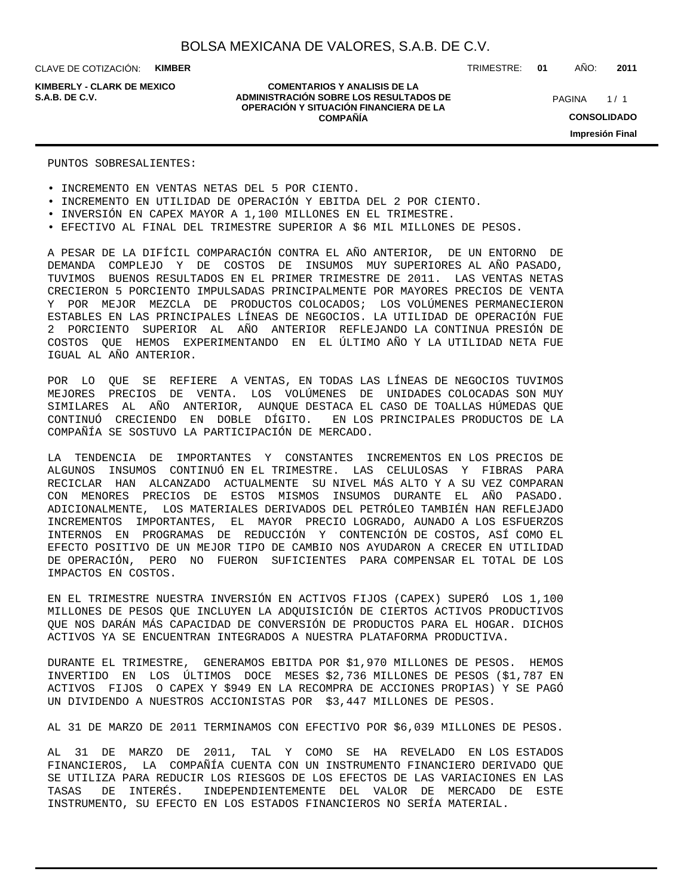PUNTOS SOBRESALIENTES:

- INCREMENTO EN VENTAS NETAS DEL 5 POR CIENTO.
- INCREMENTO EN UTILIDAD DE OPERACIÓN Y EBITDA DEL 2 POR CIENTO.
- INVERSIÓN EN CAPEX MAYOR A 1,100 MILLONES EN EL TRIMESTRE.
- EFECTIVO AL FINAL DEL TRIMESTRE SUPERIOR A $6 MIL MILLONES DE PESOS.

A PESAR DE LA DIFÍCIL COMPARACIÓN CONTRA EL AÑO ANTERIOR, DE UN ENTORNO DE DEMANDA COMPLEJO Y DE COSTOS DE INSUMOS MUY SUPERIORES AL AÑO PASADO, TUVIMOS BUENOS RESULTADOS EN EL PRIMER TRIMESTRE DE 2011. LAS VENTAS NETAS CRECIERON 5 PORCIENTO IMPULSADAS PRINCIPALMENTE POR MAYORES PRECIOS DE VENTA Y POR MEJOR MEZCLA DE PRODUCTOS COLOCADOS; LOS VOLÚMENES PERMANECIERON ESTABLES EN LAS PRINCIPALES LÍNEAS DE NEGOCIOS. LA UTILIDAD DE OPERACIÓN FUE 2 PORCIENTO SUPERIOR AL AÑO ANTERIOR REFLEJANDO LA CONTINUA PRESIÓN DE COSTOS QUE HEMOS EXPERIMENTANDO EN EL ÚLTIMO AÑO Y LA UTILIDAD NETA FUE IGUAL AL AÑO ANTERIOR.

POR LO QUE SE REFIERE A VENTAS, EN TODAS LAS LÍNEAS DE NEGOCIOS TUVIMOS MEJORES PRECIOS DE VENTA. LOS VOLÚMENES DE UNIDADES COLOCADAS SON MUY SIMILARES AL AÑO ANTERIOR, AUNQUE DESTACA EL CASO DE TOALLAS HÚMEDAS QUE CONTINUÓ CRECIENDO EN DOBLE DÍGITO. EN LOS PRINCIPALES PRODUCTOS DE LA COMPAÑÍA SE SOSTUVO LA PARTICIPACIÓN DE MERCADO.

LA TENDENCIA DE IMPORTANTES Y CONSTANTES INCREMENTOS EN LOS PRECIOS DE ALGUNOS INSUMOS CONTINUÓ EN EL TRIMESTRE. LAS CELULOSAS Y FIBRAS PARA RECICLAR HAN ALCANZADO ACTUALMENTE SU NIVEL MÁS ALTO Y A SU VEZ COMPARAN CON MENORES PRECIOS DE ESTOS MISMOS INSUMOS DURANTE EL AÑO PASADO. ADICIONALMENTE, LOS MATERIALES DERIVADOS DEL PETRÓLEO TAMBIÉN HAN REFLEJADO INCREMENTOS IMPORTANTES, EL MAYOR PRECIO LOGRADO, AUNADO A LOS ESFUERZOS INTERNOS EN PROGRAMAS DE REDUCCIÓN Y CONTENCIÓN DE COSTOS, ASÍ COMO EL EFECTO POSITIVO DE UN MEJOR TIPO DE CAMBIO NOS AYUDARON A CRECER EN UTILIDAD DE OPERACIÓN, PERO NO FUERON SUFICIENTES PARA COMPENSAR EL TOTAL DE LOS IMPACTOS EN COSTOS.

EN EL TRIMESTRE NUESTRA INVERSIÓN EN ACTIVOS FIJOS (CAPEX) SUPERÓ LOS 1,100 MILLONES DE PESOS QUE INCLUYEN LA ADQUISICIÓN DE CIERTOS ACTIVOS PRODUCTIVOS QUE NOS DARÁN MÁS CAPACIDAD DE CONVERSIÓN DE PRODUCTOS PARA EL HOGAR. DICHOS ACTIVOS YA SE ENCUENTRAN INTEGRADOS A NUESTRA PLATAFORMA PRODUCTIVA.

DURANTE EL TRIMESTRE, GENERAMOS EBITDA POR $1,970 MILLONES DE PESOS. HEMOS INVERTIDO EN LOS ÚLTIMOS DOCE MESES $2,736 MILLONES DE PESOS ($1,787 EN ACTIVOS FIJOS O CAPEX Y $949 EN LA RECOMPRA DE ACCIONES PROPIAS) Y SE PAGÓ UN DIVIDENDO A NUESTROS ACCIONISTAS POR $3,447 MILLONES DE PESOS.

AL 31 DE MARZO DE 2011 TERMINAMOS CON EFECTIVO POR $6,039 MILLONES DE PESOS.

AL 31 DE MARZO DE 2011, TAL Y COMO SE HA REVELADO EN LOS ESTADOS FINANCIEROS, LA COMPAÑÍA CUENTA CON UN INSTRUMENTO FINANCIERO DERIVADO QUE SE UTILIZA PARA REDUCIR LOS RIESGOS DE LOS EFECTOS DE LAS VARIACIONES EN LAS TASAS DE INTERÉS. INDEPENDIENTEMENTE DEL VALOR DE MERCADO DE ESTE INSTRUMENTO, SU EFECTO EN LOS ESTADOS FINANCIEROS NO SERÍA MATERIAL.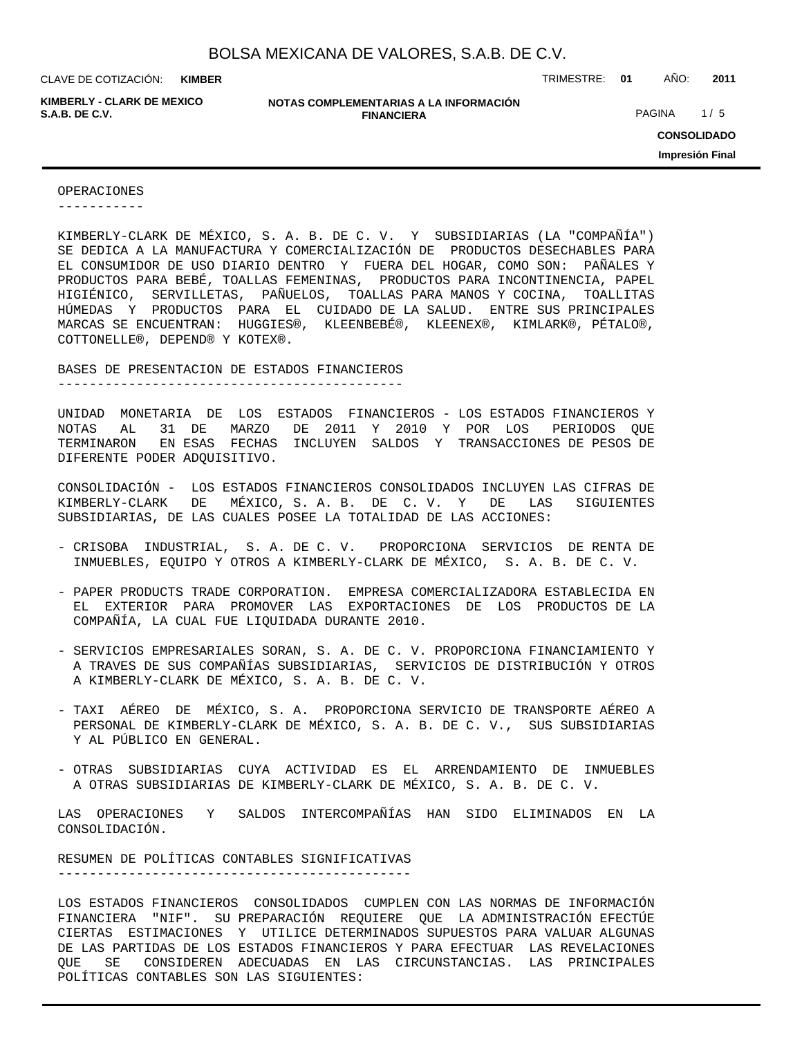## OPERACIONES

KIMBERLY-CLARK DE MÉXICO, S. A. B. DE C. V. Y SUBSIDIARIAS (LA "COMPAÑÍA") SE DEDICA A LA MANUFACTURA Y COMERCIALIZACIÓN DE PRODUCTOS DESECHABLES PARA EL CONSUMIDOR DE USO DIARIO DENTRO Y FUERA DEL HOGAR, COMO SON: PAÑALES Y PRODUCTOS PARA BEBÉ, TOALLAS FEMENINAS, PRODUCTOS PARA INCONTINENCIA, PAPEL HIGIÉNICO, SERVILLETAS, PAÑUELOS, TOALLAS PARA MANOS Y COCINA, TOALLITAS HÚMEDAS Y PRODUCTOS PARA EL CUIDADO DE LA SALUD. ENTRE SUS PRINCIPALES MARCAS SE ENCUENTRAN: HUGGIES®, KLEENBEBÉ®, KLEENEX®, KIMLARK®, PÉTALO®, COTTONELLE®, DEPEND® Y KOTEX®.

## BASES DE PRESENTACION DE ESTADOS FINANCIEROS

UNIDAD MONETARIA DE LOS ESTADOS FINANCIEROS - LOS ESTADOS FINANCIEROS Y NOTAS AL 31 DE MARZO DE 2011 Y 2010 Y POR LOS PERIODOS QUE TERMINARON EN ESAS FECHAS INCLUYEN SALDOS Y TRANSACCIONES DE PESOS DE DIFERENTE PODER ADQUISITIVO.

CONSOLIDACIÓN - LOS ESTADOS FINANCIEROS CONSOLIDADOS INCLUYEN LAS CIFRAS DE KIMBERLY-CLARK DE MÉXICO, S. A. B. DE C. V. Y DE LAS SIGUIENTES SUBSIDIARIAS, DE LAS CUALES POSEE LA TOTALIDAD DE LAS ACCIONES:

- CRISOBA INDUSTRIAL, S. A. DE C. V. PROPORCIONA SERVICIOS DE RENTA DE INMUEBLES, EQUIPO Y OTROS A KIMBERLY-CLARK DE MÉXICO, S. A. B. DE C. V.

- PAPER PRODUCTS TRADE CORPORATION. EMPRESA COMERCIALIZADORA ESTABLECIDA EN EL EXTERIOR PARA PROMOVER LAS EXPORTACIONES DE LOS PRODUCTOS DE LA COMPAÑÍA, LA CUAL FUE LIQUIDADA DURANTE 2010.

- SERVICIOS EMPRESARIALES SORAN, S. A. DE C. V. PROPORCIONA FINANCIAMIENTO Y A TRAVES DE SUS COMPAÑÍAS SUBSIDIARIAS, SERVICIOS DE DISTRIBUCIÓN Y OTROS A KIMBERLY-CLARK DE MÉXICO, S. A. B. DE C. V.

- TAXI AÉREO DE MÉXICO, S. A. PROPORCIONA SERVICIO DE TRANSPORTE AÉREO A PERSONAL DE KIMBERLY-CLARK DE MÉXICO, S. A. B. DE C. V., SUS SUBSIDIARIAS Y AL PÚBLICO EN GENERAL.

- OTRAS SUBSIDIARIAS CUYA ACTIVIDAD ES EL ARRENDAMIENTO DE INMUEBLES A OTRAS SUBSIDIARIAS DE KIMBERLY-CLARK DE MÉXICO, S. A. B. DE C. V.

LAS OPERACIONES Y SALDOS INTERCOMPAÑÍAS HAN SIDO ELIMINADOS EN LA CONSOLIDACIÓN.

## RESUMEN DE POLÍTICAS CONTABLES SIGNIFICATIVAS

LOS ESTADOS FINANCIEROS CONSOLIDADOS CUMPLEN CON LAS NORMAS DE INFORMACIÓN FINANCIERA "NIF". SU PREPARACIÓN REQUIERE QUE LA ADMINISTRACIÓN EFECTÚE CIERTAS ESTIMACIONES Y UTILICE DETERMINADOS SUPUESTOS PARA VALUAR ALGUNAS DE LAS PARTIDAS DE LOS ESTADOS FINANCIEROS Y PARA EFECTUAR LAS REVELACIONES QUE SE CONSIDEREN ADECUADAS EN LAS CIRCUNSTANCIAS. LAS PRINCIPALES POLÍTICAS CONTABLES SON LAS SIGUIENTES: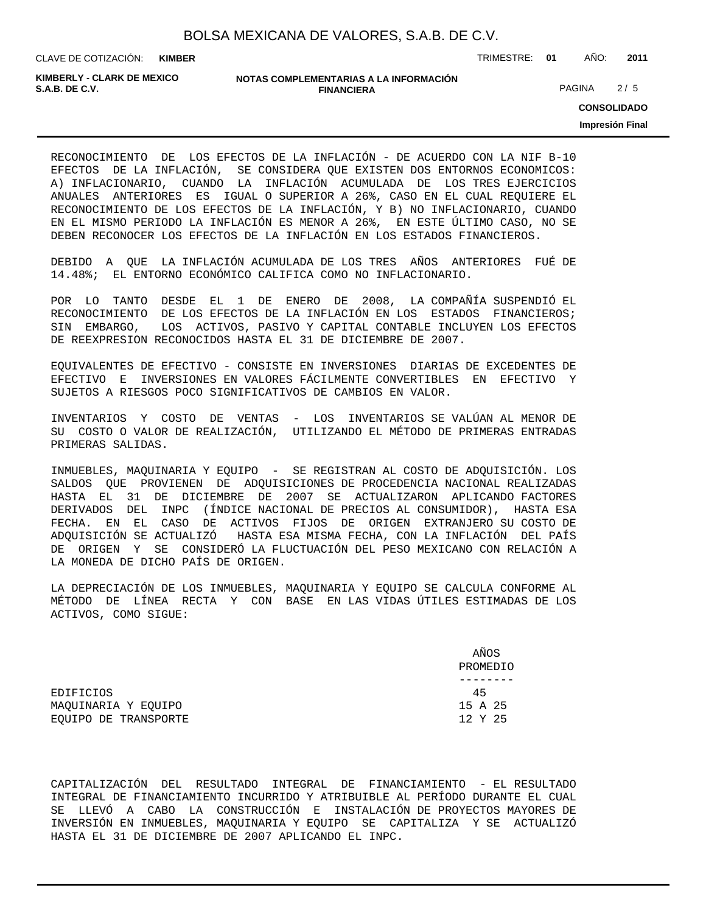RECONOCIMIENTO DE LOS EFECTOS DE LA INFLACIÓN - DE ACUERDO CON LA NIF B-10 EFECTOS DE LA INFLACIÓN, SE CONSIDERA QUE EXISTEN DOS ENTORNOS ECONOMICOS: A) INFLACIONARIO, CUANDO LA INFLACIÓN ACUMULADA DE LOS TRES EJERCICIOS ANUALES ANTERIORES ES IGUAL O SUPERIOR A 26%, CASO EN EL CUAL REQUIERE EL RECONOCIMIENTO DE LOS EFECTOS DE LA INFLACIÓN, Y B) NO INFLACIONARIO, CUANDO EN EL MISMO PERIODO LA INFLACIÓN ES MENOR A 26%, EN ESTE ÚLTIMO CASO, NO SE DEBEN RECONOCER LOS EFECTOS DE LA INFLACIÓN EN LOS ESTADOS FINANCIEROS.

DEBIDO A QUE LA INFLACIÓN ACUMULADA DE LOS TRES AÑOS ANTERIORES FUÉ DE 14.48%; EL ENTORNO ECONÓMICO CALIFICA COMO NO INFLACIONARIO.

POR LO TANTO DESDE EL 1 DE ENERO DE 2008, LA COMPAÑÍA SUSPENDIÓ EL RECONOCIMIENTO DE LOS EFECTOS DE LA INFLACIÓN EN LOS ESTADOS FINANCIEROS; SIN EMBARGO, LOS ACTIVOS, PASIVO Y CAPITAL CONTABLE INCLUYEN LOS EFECTOS DE REEXPRESION RECONOCIDOS HASTA EL 31 DE DICIEMBRE DE 2007.

EQUIVALENTES DE EFECTIVO - CONSISTE EN INVERSIONES DIARIAS DE EXCEDENTES DE EFECTIVO E INVERSIONES EN VALORES FÁCILMENTE CONVERTIBLES EN EFECTIVO Y SUJETOS A RIESGOS POCO SIGNIFICATIVOS DE CAMBIOS EN VALOR.

INVENTARIOS Y COSTO DE VENTAS - LOS INVENTARIOS SE VALÚAN AL MENOR DE SU COSTO O VALOR DE REALIZACIÓN, UTILIZANDO EL MÉTODO DE PRIMERAS ENTRADAS PRIMERAS SALIDAS.

INMUEBLES, MAQUINARIA Y EQUIPO - SE REGISTRAN AL COSTO DE ADQUISICIÓN. LOS SALDOS QUE PROVIENEN DE ADQUISICIONES DE PROCEDENCIA NACIONAL REALIZADAS HASTA EL 31 DE DICIEMBRE DE 2007 SE ACTUALIZARON APLICANDO FACTORES DERIVADOS DEL INPC (ÍNDICE NACIONAL DE PRECIOS AL CONSUMIDOR), HASTA ESA FECHA. EN EL CASO DE ACTIVOS FIJOS DE ORIGEN EXTRANJERO SU COSTO DE ADQUISICIÓN SE ACTUALIZÓ HASTA ESA MISMA FECHA, CON LA INFLACIÓN DEL PAÍS DE ORIGEN Y SE CONSIDERÓ LA FLUCTUACIÓN DEL PESO MEXICANO CON RELACIÓN A LA MONEDA DE DICHO PAÍS DE ORIGEN.

LA DEPRECIACIÓN DE LOS INMUEBLES, MAQUINARIA Y EQUIPO SE CALCULA CONFORME AL MÉTODO DE LÍNEA RECTA Y CON BASE EN LAS VIDAS ÚTILES ESTIMADAS DE LOS ACTIVOS, COMO SIGUE:

| | AÑOS PROMEDIO |
|---|---|
| EDIFICIOS | 45 |
| MAQUINARIA Y EQUIPO | 15 A 25 |
| EQUIPO DE TRANSPORTE | 12 Y 25 |

CAPITALIZACIÓN DEL RESULTADO INTEGRAL DE FINANCIAMIENTO - EL RESULTADO INTEGRAL DE FINANCIAMIENTO INCURRIDO Y ATRIBUIBLE AL PERÍODO DURANTE EL CUAL SE LLEVÓ A CABO LA CONSTRUCCIÓN E INSTALACIÓN DE PROYECTOS MAYORES DE INVERSIÓN EN INMUEBLES, MAQUINARIA Y EQUIPO SE CAPITALIZA Y SE ACTUALIZÓ HASTA EL 31 DE DICIEMBRE DE 2007 APLICANDO EL INPC.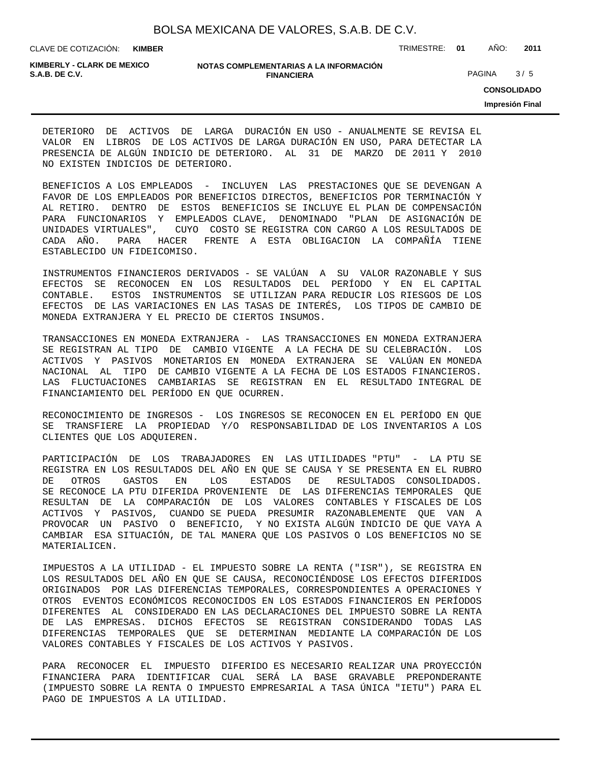DETERIORO DE ACTIVOS DE LARGA DURACIÓN EN USO - ANUALMENTE SE REVISA EL VALOR EN LIBROS DE LOS ACTIVOS DE LARGA DURACIÓN EN USO, PARA DETECTAR LA PRESENCIA DE ALGÚN INDICIO DE DETERIORO. AL 31 DE MARZO DE 2011 Y 2010 NO EXISTEN INDICIOS DE DETERIORO.

BENEFICIOS A LOS EMPLEADOS - INCLUYEN LAS PRESTACIONES QUE SE DEVENGAN A FAVOR DE LOS EMPLEADOS POR BENEFICIOS DIRECTOS, BENEFICIOS POR TERMINACIÓN Y AL RETIRO. DENTRO DE ESTOS BENEFICIOS SE INCLUYE EL PLAN DE COMPENSACIÓN PARA FUNCIONARIOS Y EMPLEADOS CLAVE, DENOMINADO "PLAN DE ASIGNACIÓN DE UNIDADES VIRTUALES", CUYO COSTO SE REGISTRA CON CARGO A LOS RESULTADOS DE CADA AÑO. PARA HACER FRENTE A ESTA OBLIGACION LA COMPAÑÍA TIENE ESTABLECIDO UN FIDEICOMISO.

INSTRUMENTOS FINANCIEROS DERIVADOS - SE VALÚAN A SU VALOR RAZONABLE Y SUS EFECTOS SE RECONOCEN EN LOS RESULTADOS DEL PERÍODO Y EN EL CAPITAL CONTABLE. ESTOS INSTRUMENTOS SE UTILIZAN PARA REDUCIR LOS RIESGOS DE LOS EFECTOS DE LAS VARIACIONES EN LAS TASAS DE INTERÉS, LOS TIPOS DE CAMBIO DE MONEDA EXTRANJERA Y EL PRECIO DE CIERTOS INSUMOS.

TRANSACCIONES EN MONEDA EXTRANJERA - LAS TRANSACCIONES EN MONEDA EXTRANJERA SE REGISTRAN AL TIPO DE CAMBIO VIGENTE A LA FECHA DE SU CELEBRACIÓN. LOS ACTIVOS Y PASIVOS MONETARIOS EN MONEDA EXTRANJERA SE VALÚAN EN MONEDA NACIONAL AL TIPO DE CAMBIO VIGENTE A LA FECHA DE LOS ESTADOS FINANCIEROS. LAS FLUCTUACIONES CAMBIARIAS SE REGISTRAN EN EL RESULTADO INTEGRAL DE FINANCIAMIENTO DEL PERÍODO EN QUE OCURREN.

RECONOCIMIENTO DE INGRESOS - LOS INGRESOS SE RECONOCEN EN EL PERÍODO EN QUE SE TRANSFIERE LA PROPIEDAD Y/O RESPONSABILIDAD DE LOS INVENTARIOS A LOS CLIENTES QUE LOS ADQUIEREN.

PARTICIPACIÓN DE LOS TRABAJADORES EN LAS UTILIDADES "PTU" - LA PTU SE REGISTRA EN LOS RESULTADOS DEL AÑO EN QUE SE CAUSA Y SE PRESENTA EN EL RUBRO DE OTROS GASTOS EN LOS ESTADOS DE RESULTADOS CONSOLIDADOS. SE RECONOCE LA PTU DIFERIDA PROVENIENTE DE LAS DIFERENCIAS TEMPORALES QUE RESULTAN DE LA COMPARACIÓN DE LOS VALORES CONTABLES Y FISCALES DE LOS ACTIVOS Y PASIVOS, CUANDO SE PUEDA PRESUMIR RAZONABLEMENTE QUE VAN A PROVOCAR UN PASIVO O BENEFICIO, Y NO EXISTA ALGÚN INDICIO DE QUE VAYA A CAMBIAR ESA SITUACIÓN, DE TAL MANERA QUE LOS PASIVOS O LOS BENEFICIOS NO SE MATERIALICEN.

IMPUESTOS A LA UTILIDAD - EL IMPUESTO SOBRE LA RENTA ("ISR"), SE REGISTRA EN LOS RESULTADOS DEL AÑO EN QUE SE CAUSA, RECONOCIÉNDOSE LOS EFECTOS DIFERIDOS ORIGINADOS POR LAS DIFERENCIAS TEMPORALES, CORRESPONDIENTES A OPERACIONES Y OTROS EVENTOS ECONÓMICOS RECONOCIDOS EN LOS ESTADOS FINANCIEROS EN PERÍODOS DIFERENTES AL CONSIDERADO EN LAS DECLARACIONES DEL IMPUESTO SOBRE LA RENTA DE LAS EMPRESAS. DICHOS EFECTOS SE REGISTRAN CONSIDERANDO TODAS LAS DIFERENCIAS TEMPORALES QUE SE DETERMINAN MEDIANTE LA COMPARACIÓN DE LOS VALORES CONTABLES Y FISCALES DE LOS ACTIVOS Y PASIVOS.

PARA RECONOCER EL IMPUESTO DIFERIDO ES NECESARIO REALIZAR UNA PROYECCIÓN FINANCIERA PARA IDENTIFICAR CUAL SERÁ LA BASE GRAVABLE PREPONDERANTE (IMPUESTO SOBRE LA RENTA O IMPUESTO EMPRESARIAL A TASA ÚNICA "IETU") PARA EL PAGO DE IMPUESTOS A LA UTILIDAD.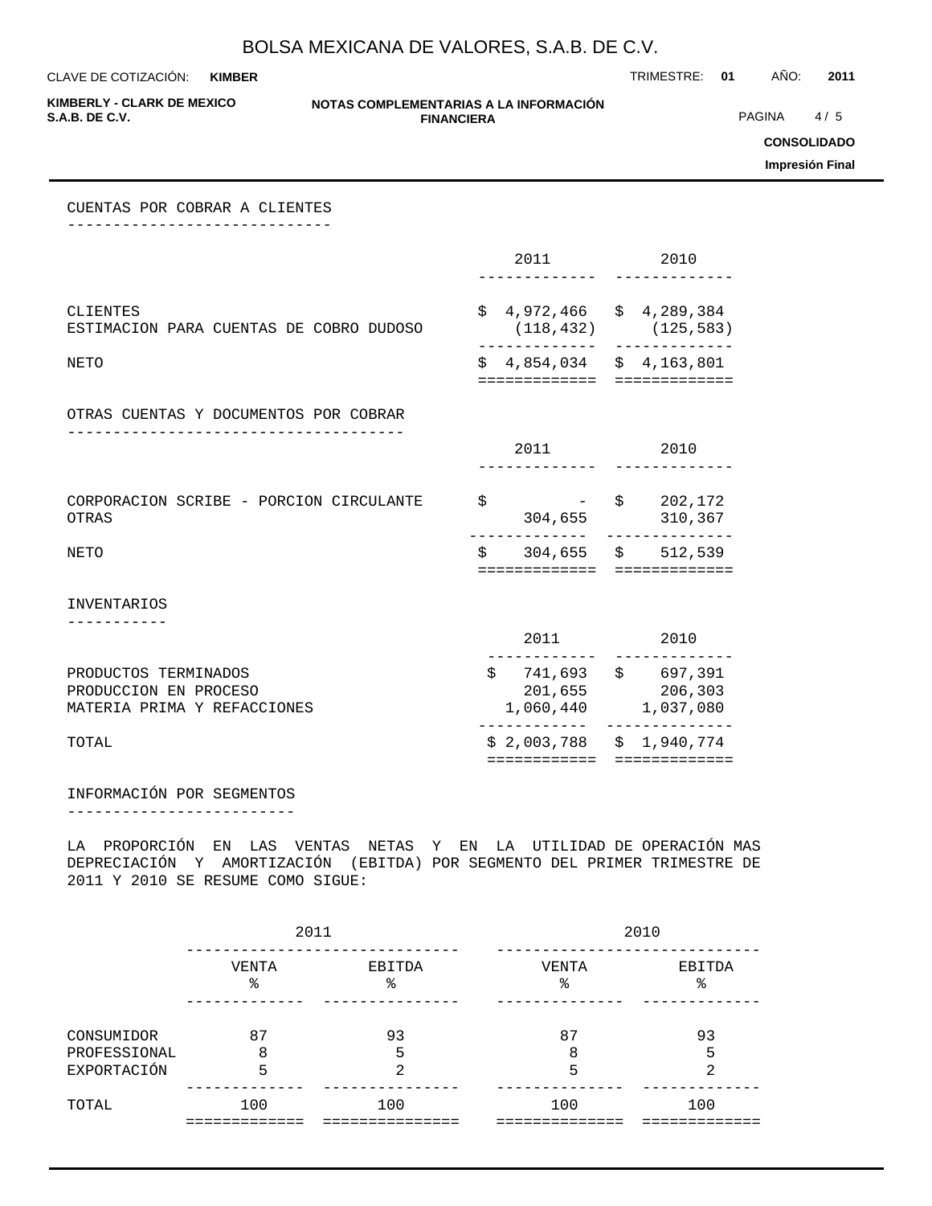## CUENTAS POR COBRAR A CLIENTES

| | 2011 | 2010 |
|---|---|---|
| CLIENTES | $ 4,972,466 | $ 4,289,384 |
| ESTIMACION PARA CUENTAS DE COBRO DUDOSO | (118,432) | (125,583) |
| NETO | $ 4,854,034 | $ 4,163,801 |

## OTRAS CUENTAS Y DOCUMENTOS POR COBRAR

| | 2011 | 2010 |
|---|---|---|
| CORPORACION SCRIBE - PORCION CIRCULANTE | $ - | $ 202,172 |
| OTRAS | 304,655 | 310,367 |
| NETO | $ 304,655 | $ 512,539 |

## INVENTARIOS

| | 2011 | 2010 |
|---|---|---|
| PRODUCTOS TERMINADOS | $ 741,693 | $ 697,391 |
| PRODUCCION EN PROCESO | 201,655 | 206,303 |
| MATERIA PRIMA Y REFACCIONES | 1,060,440 | 1,037,080 |
| TOTAL | $ 2,003,788 | $ 1,940,774 |

## INFORMACIÓN POR SEGMENTOS

LA PROPORCIÓN EN LAS VENTAS NETAS Y EN LA UTILIDAD DE OPERACIÓN MAS DEPRECIACIÓN Y AMORTIZACIÓN (EBITDA) POR SEGMENTO DEL PRIMER TRIMESTRE DE 2011 Y 2010 SE RESUME COMO SIGUE:

| | 2011 | | 2010 | |
|---|---|---|---|---|
| | VENTA % | EBITDA % | VENTA % | EBITDA % |
| CONSUMIDOR | 87 | 93 | 87 | 93 |
| PROFESSIONAL | 8 | 5 | 8 | 5 |
| EXPORTACIÓN | 5 | 2 | 5 | 2 |
| TOTAL | 100 | 100 | 100 | 100 |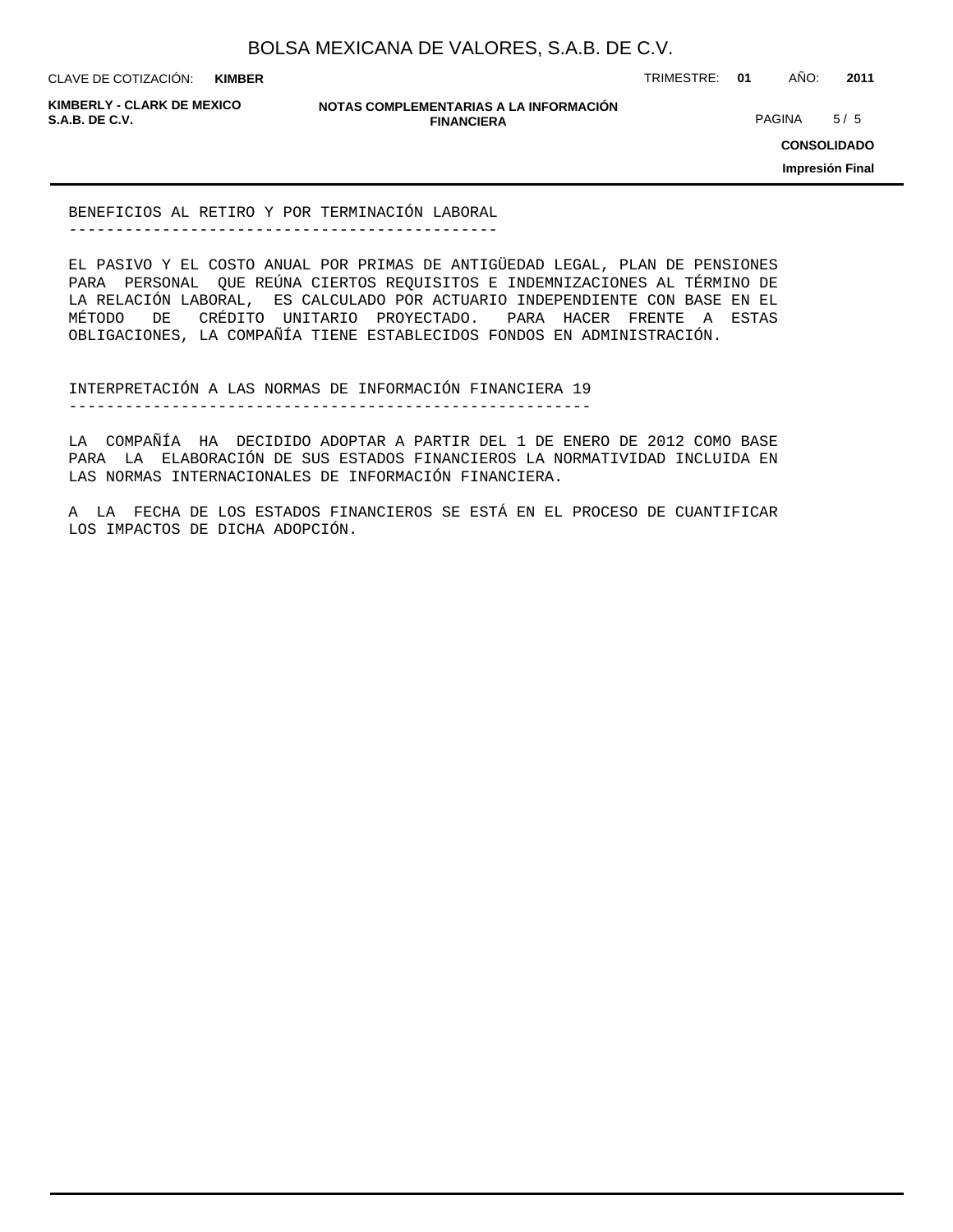## BENEFICIOS AL RETIRO Y POR TERMINACIÓN LABORAL

EL PASIVO Y EL COSTO ANUAL POR PRIMAS DE ANTIGÜEDAD LEGAL, PLAN DE PENSIONES PARA PERSONAL QUE REÚNA CIERTOS REQUISITOS E INDEMNIZACIONES AL TÉRMINO DE LA RELACIÓN LABORAL, ES CALCULADO POR ACTUARIO INDEPENDIENTE CON BASE EN EL MÉTODO DE CRÉDITO UNITARIO PROYECTADO. PARA HACER FRENTE A ESTAS OBLIGACIONES, LA COMPAÑÍA TIENE ESTABLECIDOS FONDOS EN ADMINISTRACIÓN.

## INTERPRETACIÓN A LAS NORMAS DE INFORMACIÓN FINANCIERA 19

LA COMPAÑÍA HA DECIDIDO ADOPTAR A PARTIR DEL 1 DE ENERO DE 2012 COMO BASE PARA LA ELABORACIÓN DE SUS ESTADOS FINANCIEROS LA NORMATIVIDAD INCLUIDA EN LAS NORMAS INTERNACIONALES DE INFORMACIÓN FINANCIERA.

A LA FECHA DE LOS ESTADOS FINANCIEROS SE ESTÁ EN EL PROCESO DE CUANTIFICAR LOS IMPACTOS DE DICHA ADOPCIÓN.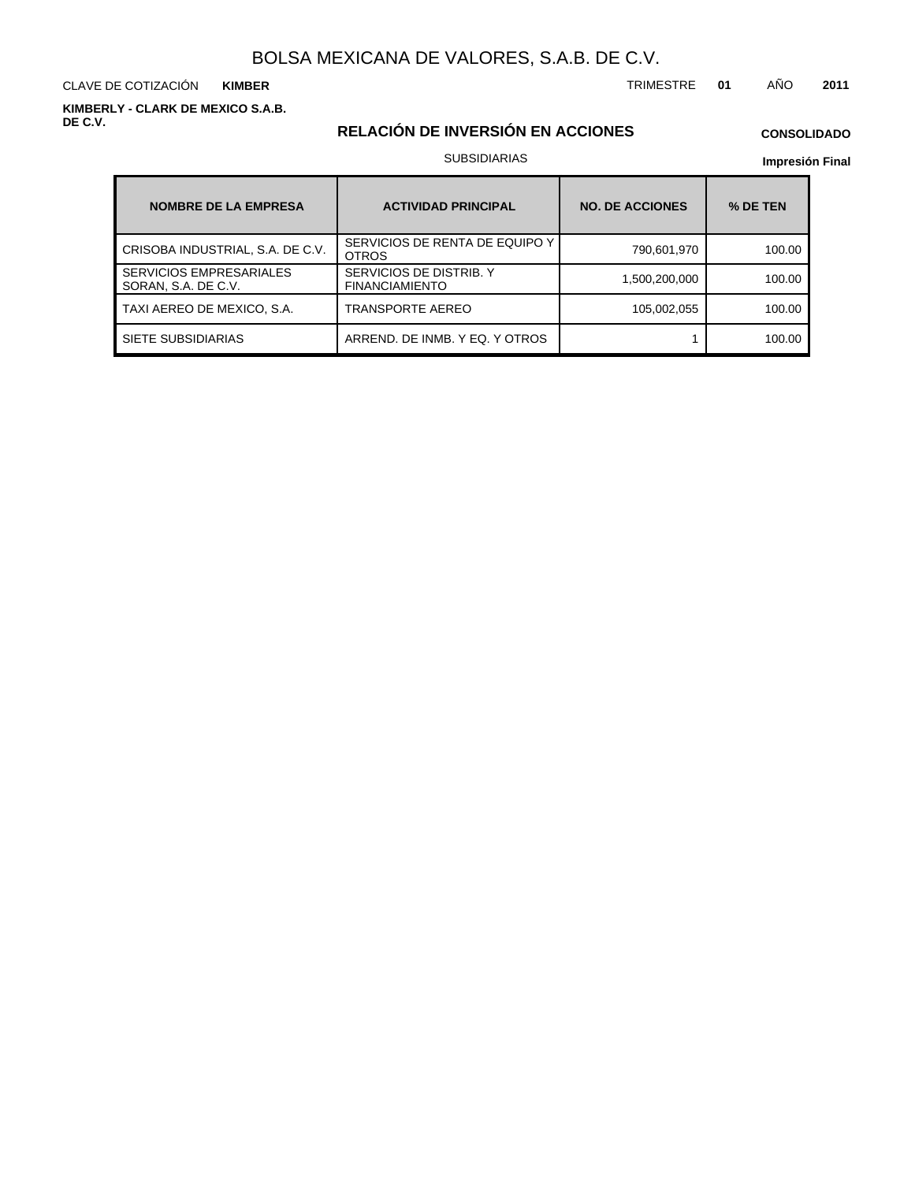# BOLSA MEXICANA DE VALORES, S.A.B. DE C.V.

CLAVE DE COTIZACIÓN **KIMBER**

TRIMESTRE **01** AÑO **2011**

**KIMBERLY - CLARK DE MEXICO S.A.B. DE C.V.**

## RELACIÓN DE INVERSIÓN EN ACCIONES

**CONSOLIDADO**

SUBSIDIARIAS

**Impresión Final**

| NOMBRE DE LA EMPRESA | ACTIVIDAD PRINCIPAL | NO. DE ACCIONES | % DE TEN |
|---|---|---|---|
| CRISOBA INDUSTRIAL, S.A. DE C.V. | SERVICIOS DE RENTA DE EQUIPO Y OTROS | 790,601,970 | 100.00 |
| SERVICIOS EMPRESARIALES SORAN, S.A. DE C.V. | SERVICIOS DE DISTRIB. Y FINANCIAMIENTO | 1,500,200,000 | 100.00 |
| TAXI AEREO DE MEXICO, S.A. | TRANSPORTE AEREO | 105,002,055 | 100.00 |
| SIETE SUBSIDIARIAS | ARREND. DE INMB. Y EQ. Y OTROS | 1 | 100.00 |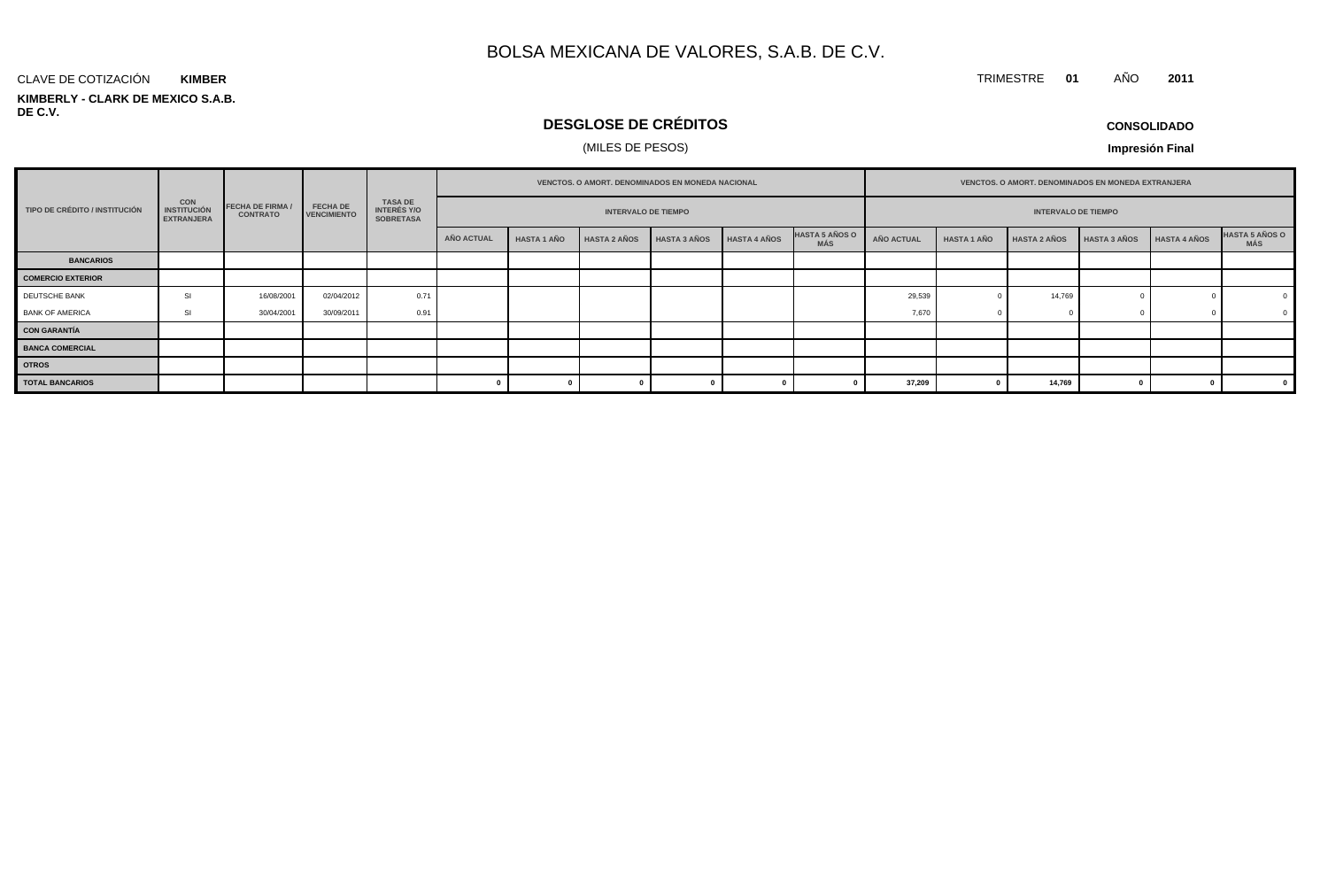# BOLSA MEXICANA DE VALORES, S.A.B. DE C.V.

CLAVE DE COTIZACIÓN **KIMBER**

TRIMESTRE **01** AÑO **2011**

**KIMBERLY - CLARK DE MEXICO S.A.B. DE C.V.**

## DESGLOSE DE CRÉDITOS

(MILES DE PESOS)

**CONSOLIDADO**

**Impresión Final**

| TIPO DE CRÉDITO / INSTITUCIÓN | CON INSTITUCIÓN EXTRANJERA | FECHA DE FIRMA / CONTRATO | FECHA DE VENCIMIENTO | TASA DE INTERÉS Y/O SOBRETASA | VENCTOS. O AMORT. DENOMINADOS EN MONEDA NACIONAL | | | | | | VENCTOS. O AMORT. DENOMINADOS EN MONEDA EXTRANJERA | | | | | |
|---|---|---|---|---|---|---|---|---|---|---|---|---|---|---|---|---|
| | | | | | INTERVALO DE TIEMPO | | | | | | INTERVALO DE TIEMPO | | | | | |
| | | | | | AÑO ACTUAL | HASTA 1 AÑO | HASTA 2 AÑOS | HASTA 3 AÑOS | HASTA 4 AÑOS | HASTA 5 AÑOS O MÁS | AÑO ACTUAL | HASTA 1 AÑO | HASTA 2 AÑOS | HASTA 3 AÑOS | HASTA 4 AÑOS | HASTA 5 AÑOS O MÁS |
| **BANCARIOS** | | | | | | | | | | | | | | | | |
| **COMERCIO EXTERIOR** | | | | | | | | | | | | | | | | |
| DEUTSCHE BANK | SI | 16/08/2001 | 02/04/2012 | 0.71 | | | | | | | 29,539 | 0 | 14,769 | 0 | 0 | 0 |
| BANK OF AMERICA | SI | 30/04/2001 | 30/09/2011 | 0.91 | | | | | | | 7,670 | 0 | 0 | 0 | 0 | 0 |
| **CON GARANTÍA** | | | | | | | | | | | | | | | | |
| **BANCA COMERCIAL** | | | | | | | | | | | | | | | | |
| **OTROS** | | | | | | | | | | | | | | | | |
| **TOTAL BANCARIOS** | | | | | **0** | **0** | **0** | **0** | **0** | **0** | **37,209** | **0** | **14,769** | **0** | **0** | **0** |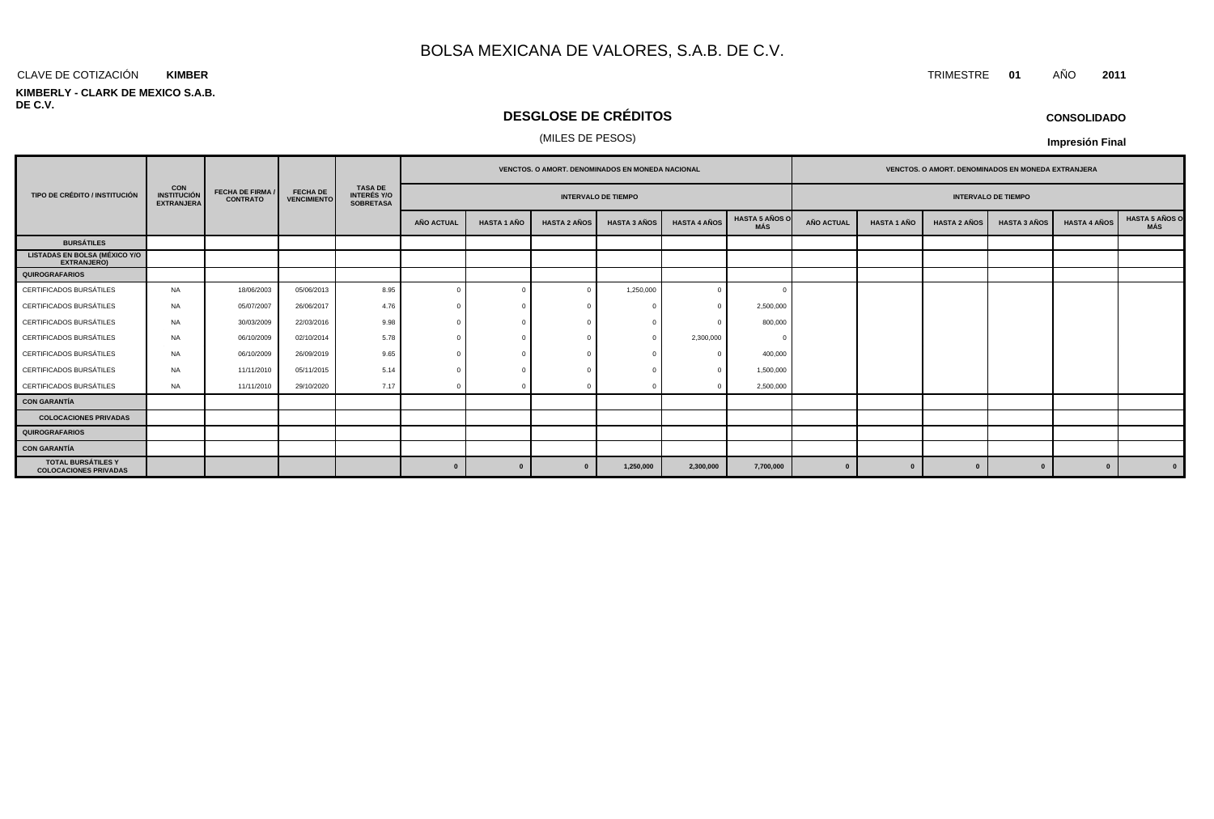# BOLSA MEXICANA DE VALORES, S.A.B. DE C.V.

CLAVE DE COTIZACIÓN **KIMBER**

TRIMESTRE **01** AÑO **2011**

**KIMBERLY - CLARK DE MEXICO S.A.B. DE C.V.**

## DESGLOSE DE CRÉDITOS

(MILES DE PESOS)

**CONSOLIDADO**

**Impresión Final**

| TIPO DE CRÉDITO / INSTITUCIÓN | CON INSTITUCIÓN EXTRANJERA | FECHA DE FIRMA / CONTRATO | FECHA DE VENCIMIENTO | TASA DE INTERÉS Y/O SOBRETASA | VENCTOS. O AMORT. DENOMINADOS EN MONEDA NACIONAL | | | | | | VENCTOS. O AMORT. DENOMINADOS EN MONEDA EXTRANJERA | | | | | |
|---|---|---|---|---|---|---|---|---|---|---|---|---|---|---|---|---|
| | | | | | INTERVALO DE TIEMPO | | | | | | INTERVALO DE TIEMPO | | | | | |
| | | | | | AÑO ACTUAL | HASTA 1 AÑO | HASTA 2 AÑOS | HASTA 3 AÑOS | HASTA 4 AÑOS | HASTA 5 AÑOS O MÁS | AÑO ACTUAL | HASTA 1 AÑO | HASTA 2 AÑOS | HASTA 3 AÑOS | HASTA 4 AÑOS | HASTA 5 AÑOS O MÁS |
| **BURSÁTILES** | | | | | | | | | | | | | | | | |
| **LISTADAS EN BOLSA (MÉXICO Y/O EXTRANJERO)** | | | | | | | | | | | | | | | | |
| **QUIROGRAFARIOS** | | | | | | | | | | | | | | | | |
| CERTIFICADOS BURSÁTILES | NA | 18/06/2003 | 05/06/2013 | 8.95 | 0 | 0 | 0 | 1,250,000 | 0 | 0 | | | | | | |
| CERTIFICADOS BURSÁTILES | NA | 05/07/2007 | 26/06/2017 | 4.76 | 0 | 0 | 0 | 0 | 0 | 2,500,000 | | | | | | |
| CERTIFICADOS BURSÁTILES | NA | 30/03/2009 | 22/03/2016 | 9.98 | 0 | 0 | 0 | 0 | 0 | 800,000 | | | | | | |
| CERTIFICADOS BURSÁTILES | NA | 06/10/2009 | 02/10/2014 | 5.78 | 0 | 0 | 0 | 0 | 2,300,000 | 0 | | | | | | |
| CERTIFICADOS BURSÁTILES | NA | 06/10/2009 | 26/09/2019 | 9.65 | 0 | 0 | 0 | 0 | 0 | 400,000 | | | | | | |
| CERTIFICADOS BURSÁTILES | NA | 11/11/2010 | 05/11/2015 | 5.14 | 0 | 0 | 0 | 0 | 0 | 1,500,000 | | | | | | |
| CERTIFICADOS BURSÁTILES | NA | 11/11/2010 | 29/10/2020 | 7.17 | 0 | 0 | 0 | 0 | 0 | 2,500,000 | | | | | | |
| **CON GARANTÍA** | | | | | | | | | | | | | | | | |
| **COLOCACIONES PRIVADAS** | | | | | | | | | | | | | | | | |
| **QUIROGRAFARIOS** | | | | | | | | | | | | | | | | |
| **CON GARANTÍA** | | | | | | | | | | | | | | | | |
| **TOTAL BURSÁTILES Y COLOCACIONES PRIVADAS** | | | | | **0** | **0** | **0** | **1,250,000** | **2,300,000** | **7,700,000** | **0** | **0** | **0** | **0** | **0** | **0** |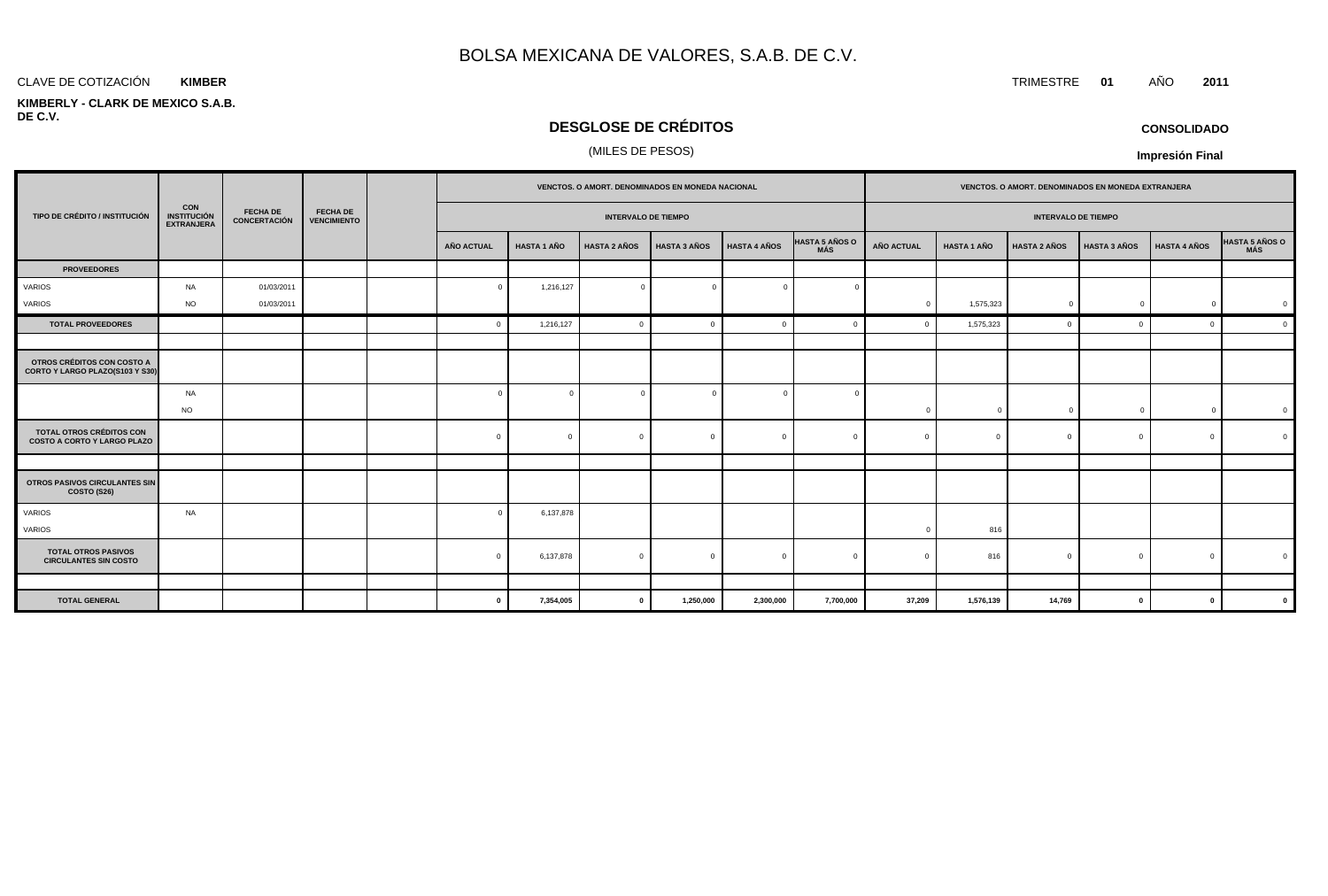# BOLSA MEXICANA DE VALORES, S.A.B. DE C.V.

CLAVE DE COTIZACIÓN **KIMBER**

TRIMESTRE **01** AÑO **2011**

**KIMBERLY - CLARK DE MEXICO S.A.B. DE C.V.**

## DESGLOSE DE CRÉDITOS

(MILES DE PESOS)

**CONSOLIDADO**

**Impresión Final**

| TIPO DE CRÉDITO / INSTITUCIÓN | CON INSTITUCIÓN EXTRANJERA | FECHA DE CONCERTACIÓN | FECHA DE VENCIMIENTO | | VENCTOS. O AMORT. DENOMINADOS EN MONEDA NACIONAL | | | | | | VENCTOS. O AMORT. DENOMINADOS EN MONEDA EXTRANJERA | | | | | |
|---|---|---|---|---|---|---|---|---|---|---|---|---|---|---|---|---|
| | | | | | INTERVALO DE TIEMPO | | | | | | INTERVALO DE TIEMPO | | | | | |
| | | | | | AÑO ACTUAL | HASTA 1 AÑO | HASTA 2 AÑOS | HASTA 3 AÑOS | HASTA 4 AÑOS | HASTA 5 AÑOS O MÁS | AÑO ACTUAL | HASTA 1 AÑO | HASTA 2 AÑOS | HASTA 3 AÑOS | HASTA 4 AÑOS | HASTA 5 AÑOS O MÁS |
| **PROVEEDORES** | | | | | | | | | | | | | | | | |
| VARIOS | NA | 01/03/2011 | | | 0 | 1,216,127 | 0 | 0 | 0 | 0 | | | | | | |
| VARIOS | NO | 01/03/2011 | | | | | | | | | 0 | 1,575,323 | 0 | 0 | 0 | 0 |
| **TOTAL PROVEEDORES** | | | | | 0 | 1,216,127 | 0 | 0 | 0 | 0 | 0 | 1,575,323 | 0 | 0 | 0 | 0 |
| | | | | | | | | | | | | | | | | |
| **OTROS CRÉDITOS CON COSTO A CORTO Y LARGO PLAZO(S103 Y S30)** | | | | | | | | | | | | | | | | |
| | NA | | | | 0 | 0 | 0 | 0 | 0 | 0 | | | | | | |
| | NO | | | | | | | | | | 0 | 0 | 0 | 0 | 0 | 0 |
| **TOTAL OTROS CRÉDITOS CON COSTO A CORTO Y LARGO PLAZO** | | | | | 0 | 0 | 0 | 0 | 0 | 0 | 0 | 0 | 0 | 0 | 0 | 0 |
| | | | | | | | | | | | | | | | | |
| **OTROS PASIVOS CIRCULANTES SIN COSTO (S26)** | | | | | | | | | | | | | | | | |
| VARIOS | NA | | | | 0 | 6,137,878 | | | | | | | | | | |
| VARIOS | | | | | | | | | | | 0 | 816 | | | | |
| **TOTAL OTROS PASIVOS CIRCULANTES SIN COSTO** | | | | | 0 | 6,137,878 | 0 | 0 | 0 | 0 | 0 | 816 | 0 | 0 | 0 | 0 |
| | | | | | | | | | | | | | | | | |
| **TOTAL GENERAL** | | | | | **0** | **7,354,005** | **0** | **1,250,000** | **2,300,000** | **7,700,000** | **37,209** | **1,576,139** | **14,769** | **0** | **0** | **0** |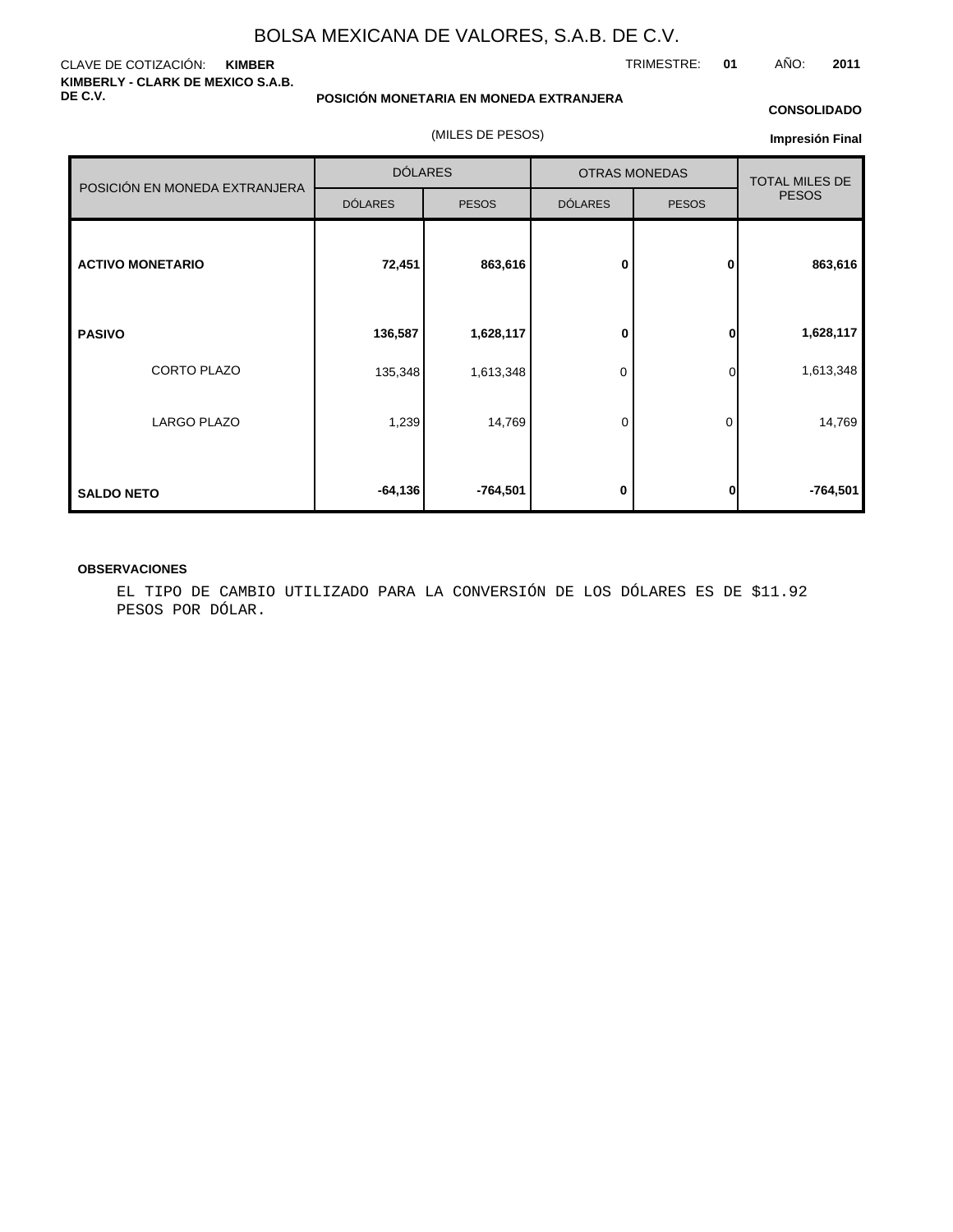# BOLSA MEXICANA DE VALORES, S.A.B. DE C.V.

CLAVE DE COTIZACIÓN: **KIMBER**

TRIMESTRE: **01** AÑO: **2011**

**KIMBERLY - CLARK DE MEXICO S.A.B. DE C.V.**

**POSICIÓN MONETARIA EN MONEDA EXTRANJERA**

**CONSOLIDADO**

(MILES DE PESOS)

**Impresión Final**

| POSICIÓN EN MONEDA EXTRANJERA | DÓLARES | | OTRAS MONEDAS | | TOTAL MILES DE PESOS |
|---|---|---|---|---|---|
| | DÓLARES | PESOS | DÓLARES | PESOS | |
| **ACTIVO MONETARIO** | **72,451** | **863,616** | **0** | **0** | **863,616** |
| **PASIVO** | **136,587** | **1,628,117** | **0** | **0** | **1,628,117** |
| CORTO PLAZO | 135,348 | 1,613,348 | 0 | 0 | 1,613,348 |
| LARGO PLAZO | 1,239 | 14,769 | 0 | 0 | 14,769 |
| **SALDO NETO** | **-64,136** | **-764,501** | **0** | **0** | **-764,501** |

**OBSERVACIONES**

EL TIPO DE CAMBIO UTILIZADO PARA LA CONVERSIÓN DE LOS DÓLARES ES DE $11.92 PESOS POR DÓLAR.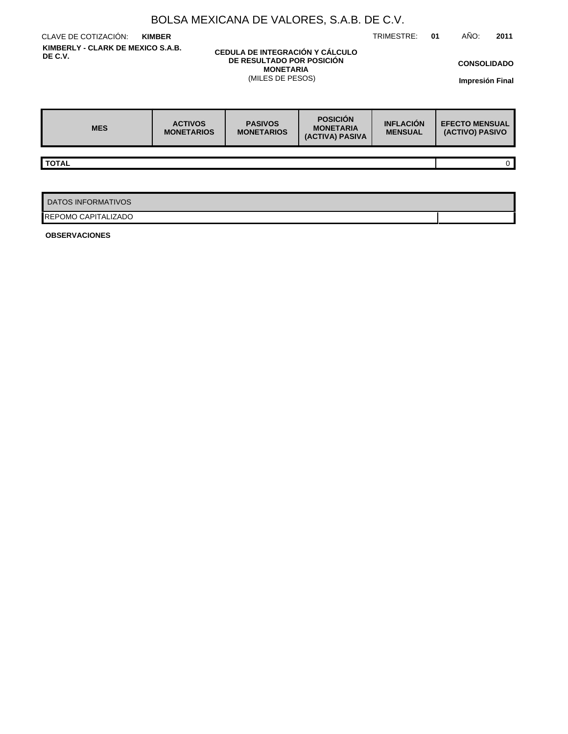# BOLSA MEXICANA DE VALORES, S.A.B. DE C.V.

CLAVE DE COTIZACIÓN: **KIMBER**

TRIMESTRE: **01** AÑO: **2011**

**KIMBERLY - CLARK DE MEXICO S.A.B. DE C.V.**

**CEDULA DE INTEGRACIÓN Y CÁLCULO DE RESULTADO POR POSICIÓN MONETARIA**
(MILES DE PESOS)

**CONSOLIDADO**

**Impresión Final**

| MES | ACTIVOS MONETARIOS | PASIVOS MONETARIOS | POSICIÓN MONETARIA (ACTIVA) PASIVA | INFLACIÓN MENSUAL | EFECTO MENSUAL (ACTIVO) PASIVO |
|---|---|---|---|---|---|
| **TOTAL** | | | | | 0 |

| DATOS INFORMATIVOS | |
|---|---|
| REPOMO CAPITALIZADO | |

**OBSERVACIONES**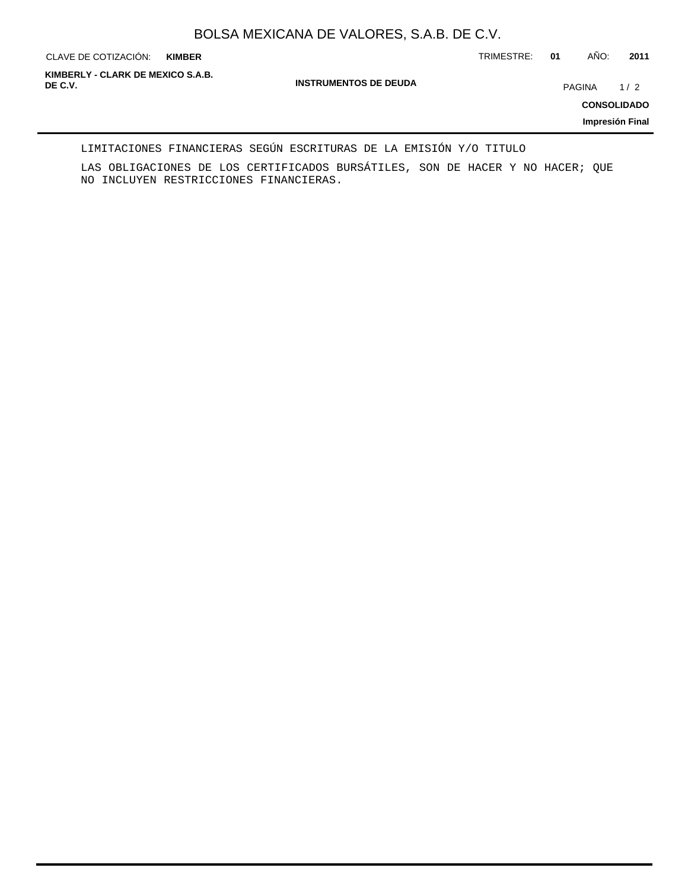LIMITACIONES FINANCIERAS SEGÚN ESCRITURAS DE LA EMISIÓN Y/O TITULO

LAS OBLIGACIONES DE LOS CERTIFICADOS BURSÁTILES, SON DE HACER Y NO HACER; QUE NO INCLUYEN RESTRICCIONES FINANCIERAS.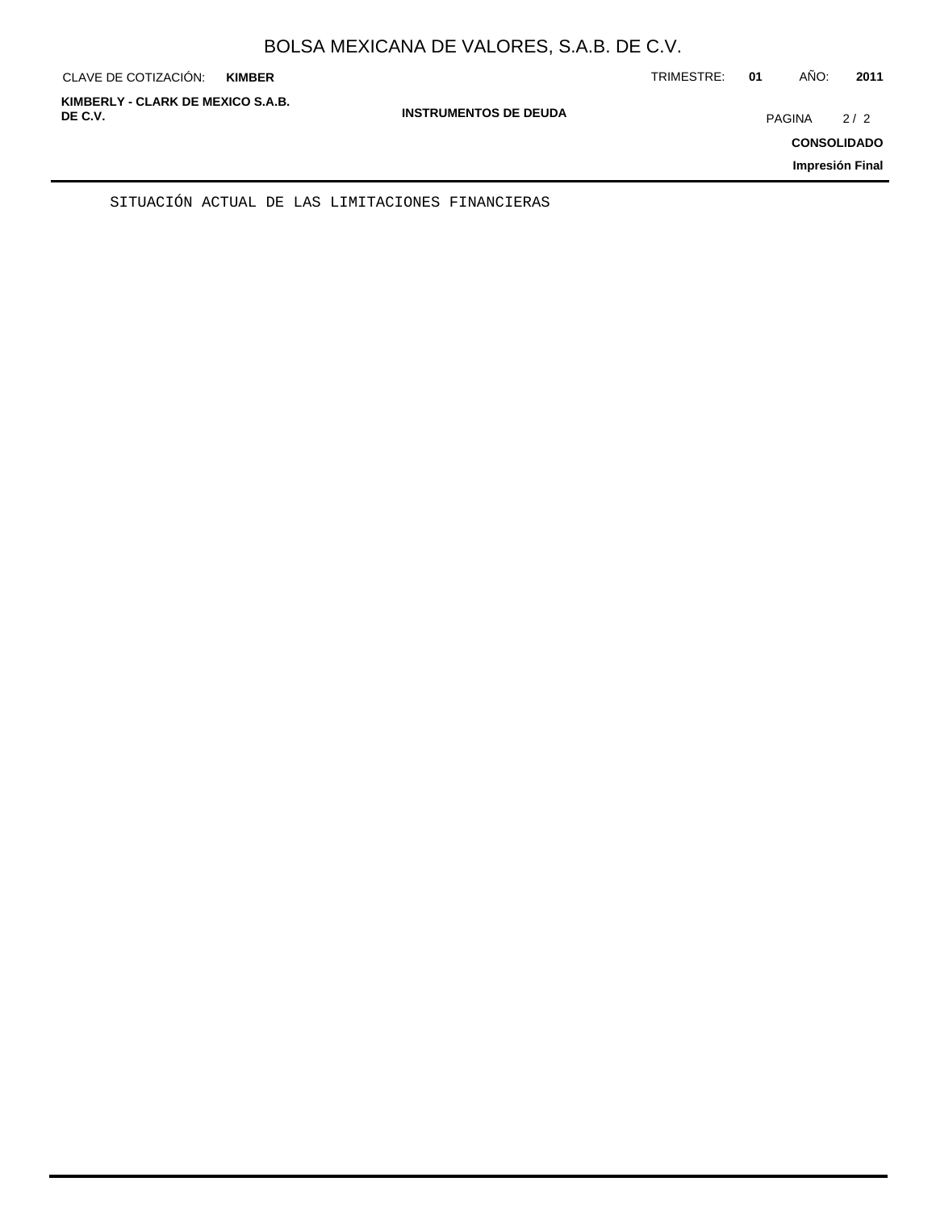SITUACIÓN ACTUAL DE LAS LIMITACIONES FINANCIERAS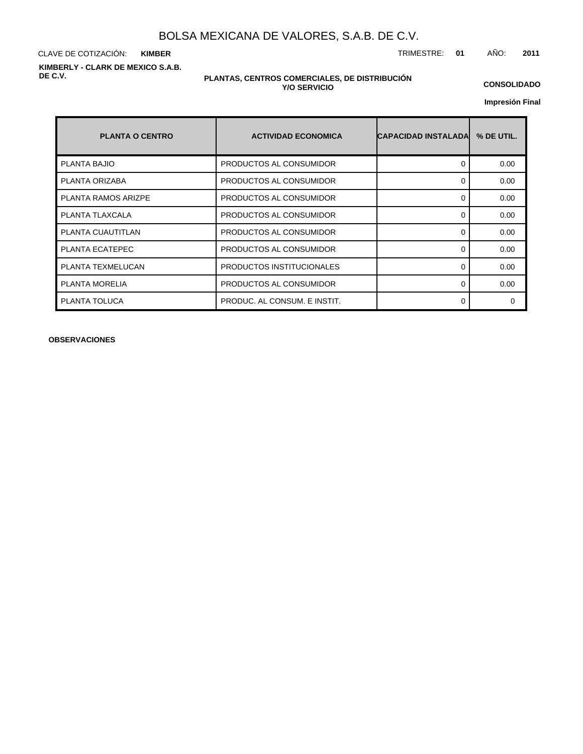# BOLSA MEXICANA DE VALORES, S.A.B. DE C.V.

CLAVE DE COTIZACIÓN: **KIMBER**

TRIMESTRE: **01** AÑO: **2011**

**KIMBERLY - CLARK DE MEXICO S.A.B. DE C.V.**

**PLANTAS, CENTROS COMERCIALES, DE DISTRIBUCIÓN Y/O SERVICIO**

**CONSOLIDADO**

**Impresión Final**

| PLANTA O CENTRO | ACTIVIDAD ECONOMICA | CAPACIDAD INSTALADA | % DE UTIL. |
|---|---|---|---|
| PLANTA BAJIO | PRODUCTOS AL CONSUMIDOR | 0 | 0.00 |
| PLANTA ORIZABA | PRODUCTOS AL CONSUMIDOR | 0 | 0.00 |
| PLANTA RAMOS ARIZPE | PRODUCTOS AL CONSUMIDOR | 0 | 0.00 |
| PLANTA TLAXCALA | PRODUCTOS AL CONSUMIDOR | 0 | 0.00 |
| PLANTA CUAUTITLAN | PRODUCTOS AL CONSUMIDOR | 0 | 0.00 |
| PLANTA ECATEPEC | PRODUCTOS AL CONSUMIDOR | 0 | 0.00 |
| PLANTA TEXMELUCAN | PRODUCTOS INSTITUCIONALES | 0 | 0.00 |
| PLANTA MORELIA | PRODUCTOS AL CONSUMIDOR | 0 | 0.00 |
| PLANTA TOLUCA | PRODUC. AL CONSUM. E INSTIT. | 0 | 0 |

**OBSERVACIONES**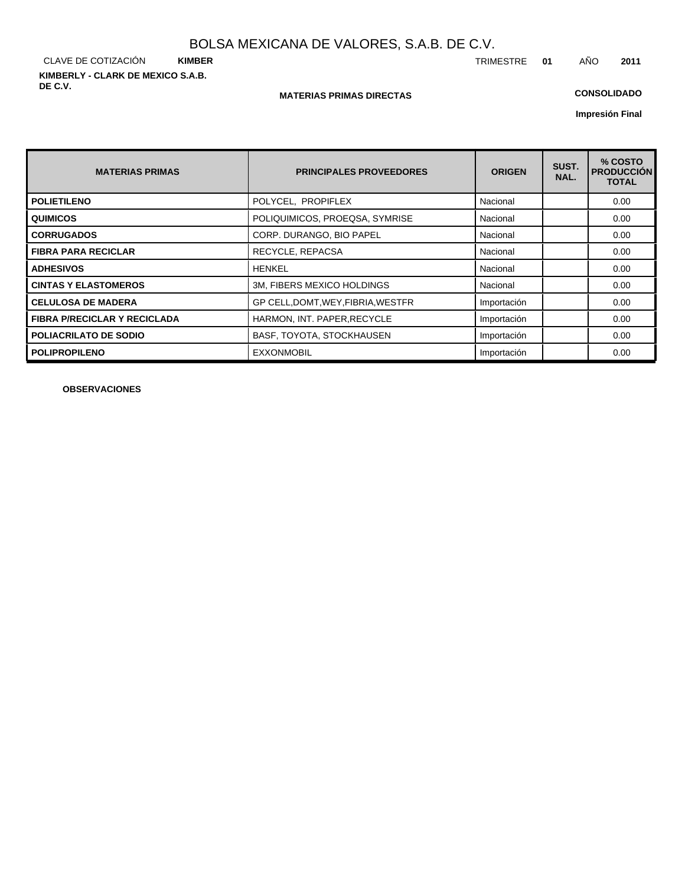# BOLSA MEXICANA DE VALORES, S.A.B. DE C.V.

CLAVE DE COTIZACIÓN **KIMBER** TRIMESTRE **01** AÑO **2011**

**KIMBERLY - CLARK DE MEXICO S.A.B. DE C.V.**

**MATERIAS PRIMAS DIRECTAS**

**CONSOLIDADO**

**Impresión Final**

| MATERIAS PRIMAS | PRINCIPALES PROVEEDORES | ORIGEN | SUST. NAL. | % COSTO PRODUCCIÓN TOTAL |
|---|---|---|---|---|
| **POLIETILENO** | POLYCEL, PROPIFLEX | Nacional | | 0.00 |
| **QUIMICOS** | POLIQUIMICOS, PROEQSA, SYMRISE | Nacional | | 0.00 |
| **CORRUGADOS** | CORP. DURANGO, BIO PAPEL | Nacional | | 0.00 |
| **FIBRA PARA RECICLAR** | RECYCLE, REPACSA | Nacional | | 0.00 |
| **ADHESIVOS** | HENKEL | Nacional | | 0.00 |
| **CINTAS Y ELASTOMEROS** | 3M, FIBERS MEXICO HOLDINGS | Nacional | | 0.00 |
| **CELULOSA DE MADERA** | GP CELL,DOMT,WEY,FIBRIA,WESTFR | Importación | | 0.00 |
| **FIBRA P/RECICLAR Y RECICLADA** | HARMON, INT. PAPER,RECYCLE | Importación | | 0.00 |
| **POLIACRILATO DE SODIO** | BASF, TOYOTA, STOCKHAUSEN | Importación | | 0.00 |
| **POLIPROPILENO** | EXXONMOBIL | Importación | | 0.00 |

**OBSERVACIONES**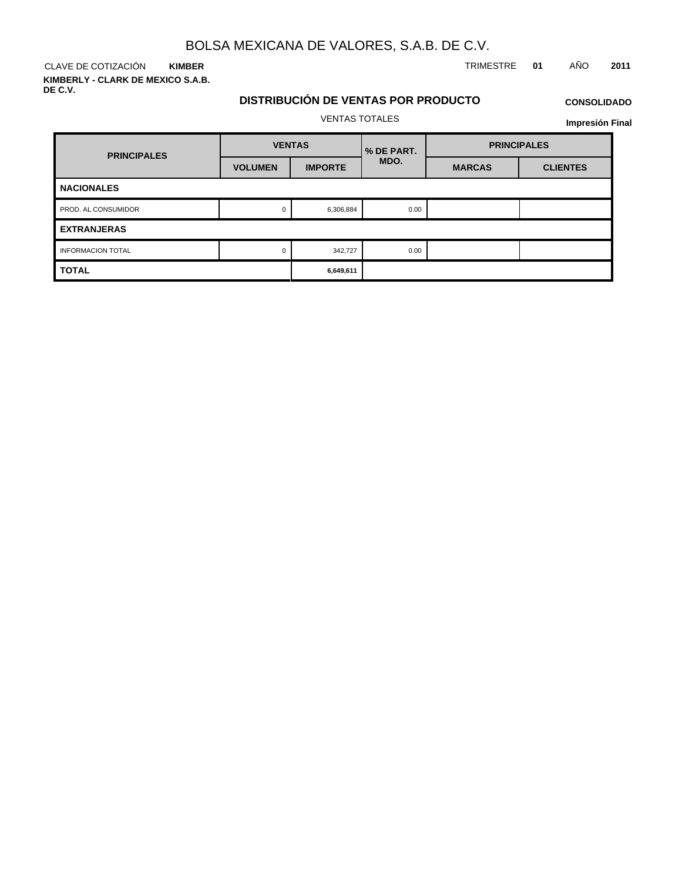# BOLSA MEXICANA DE VALORES, S.A.B. DE C.V.

CLAVE DE COTIZACIÓN **KIMBER**

TRIMESTRE **01** AÑO **2011**

**KIMBERLY - CLARK DE MEXICO S.A.B. DE C.V.**

## DISTRIBUCIÓN DE VENTAS POR PRODUCTO

**CONSOLIDADO**

VENTAS TOTALES

**Impresión Final**

| PRINCIPALES | VENTAS | | % DE PART. MDO. | PRINCIPALES | |
|---|---|---|---|---|---|
| | VOLUMEN | IMPORTE | | MARCAS | CLIENTES |
| **NACIONALES** | | | | | |
| PROD. AL CONSUMIDOR | 0 | 6,306,884 | 0.00 | | |
| **EXTRANJERAS** | | | | | |
| INFORMACION TOTAL | 0 | 342,727 | 0.00 | | |
| **TOTAL** | | **6,649,611** | | | |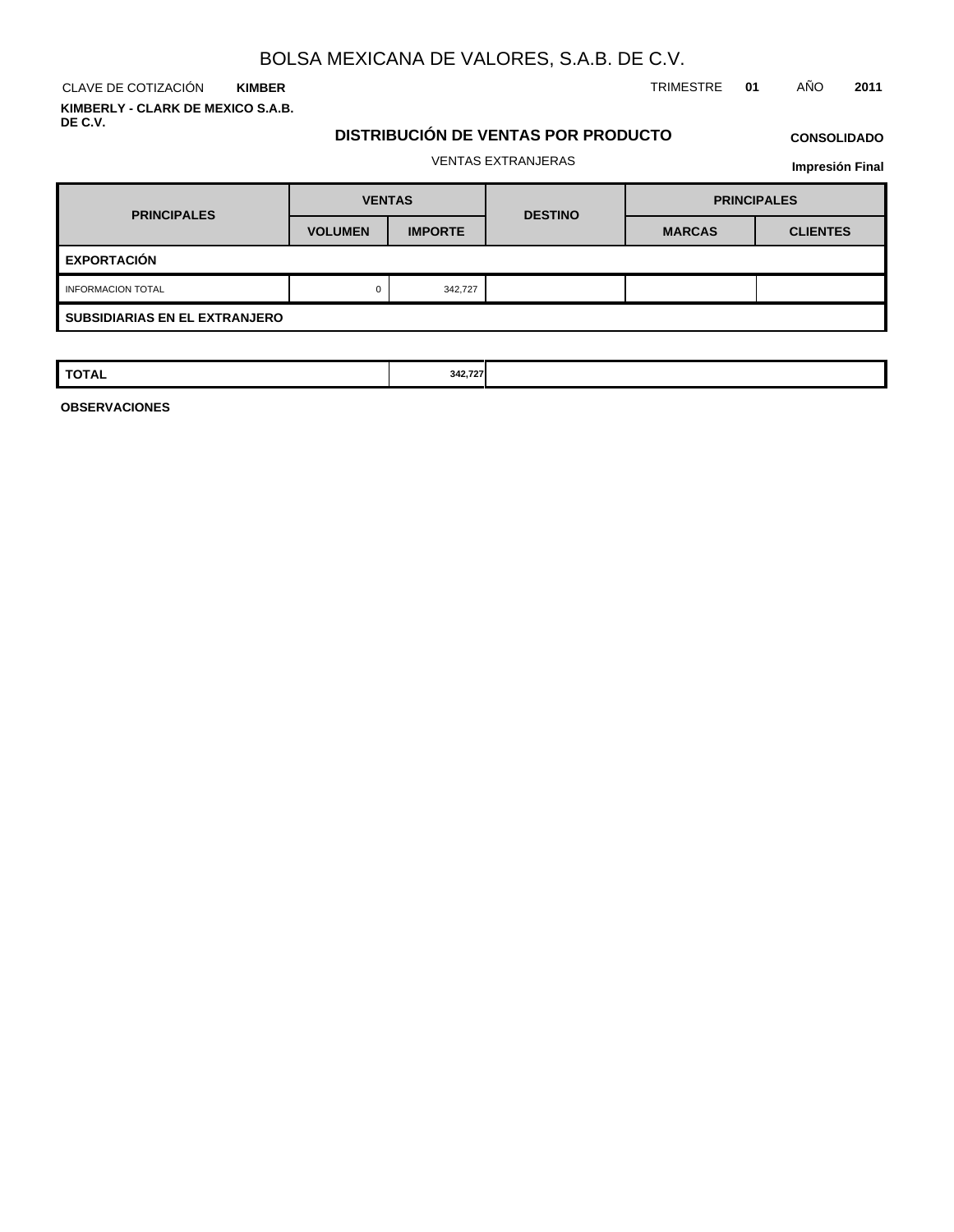# BOLSA MEXICANA DE VALORES, S.A.B. DE C.V.

CLAVE DE COTIZACIÓN **KIMBER** TRIMESTRE **01** AÑO **2011**

**KIMBERLY - CLARK DE MEXICO S.A.B. DE C.V.**

## DISTRIBUCIÓN DE VENTAS POR PRODUCTO

**CONSOLIDADO**

VENTAS EXTRANJERAS

**Impresión Final**

| PRINCIPALES | VENTAS | | DESTINO | PRINCIPALES | |
|---|---|---|---|---|---|
| | VOLUMEN | IMPORTE | | MARCAS | CLIENTES |
| **EXPORTACIÓN** | | | | | |
| INFORMACION TOTAL | 0 | 342,727 | | | |
| **SUBSIDIARIAS EN EL EXTRANJERO** | | | | | |
| **TOTAL** | | **342,727** | | | |

**OBSERVACIONES**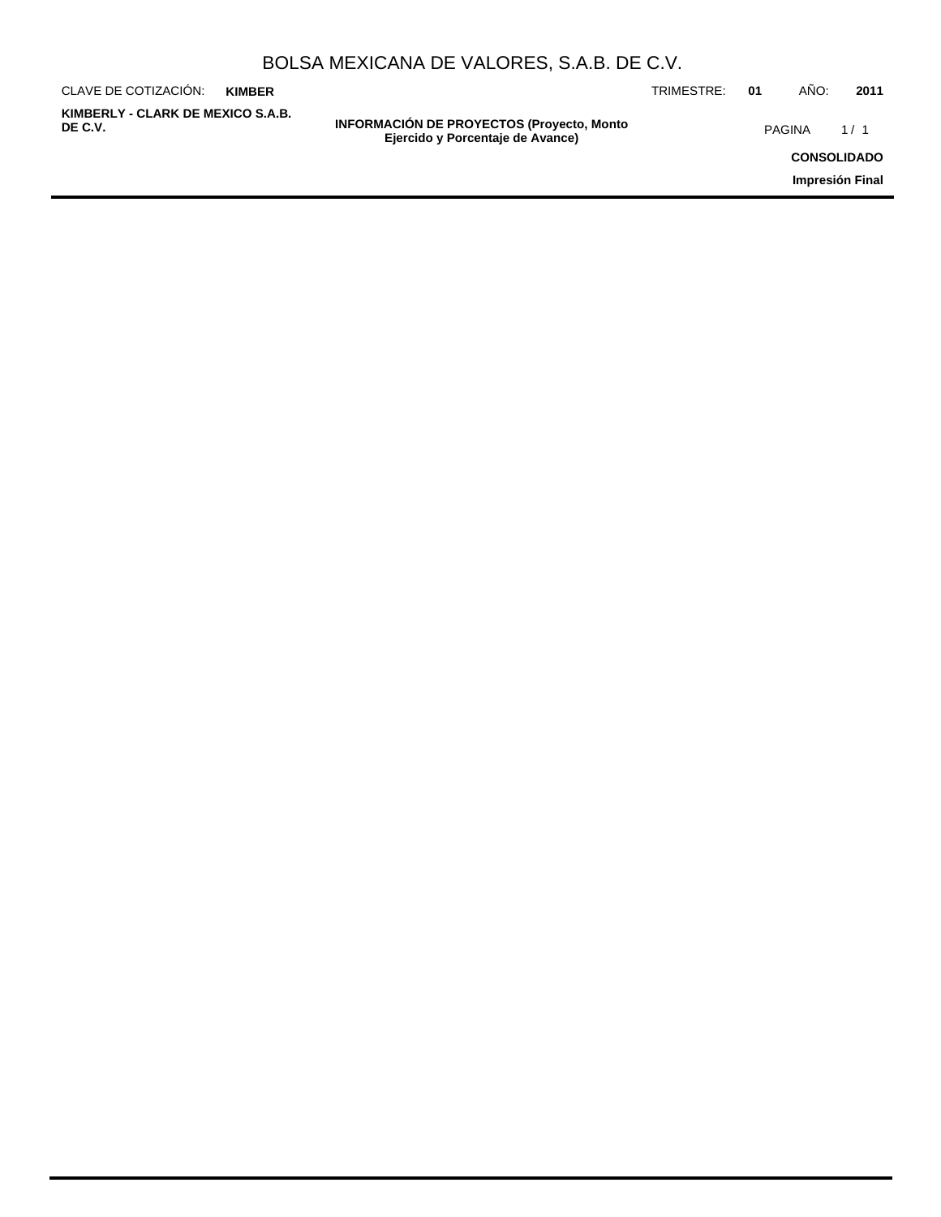# INFORMACIÓN DE PROYECTOS (Proyecto, Monto Ejercido y Porcentaje de Avance)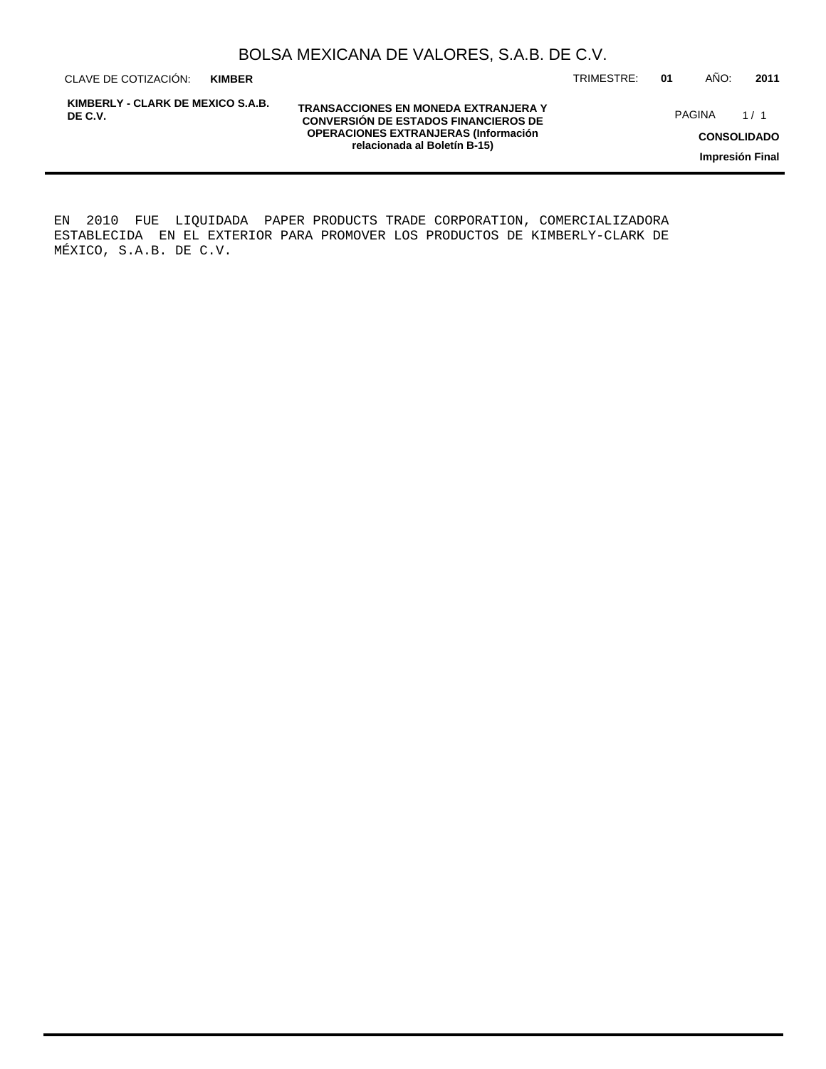**TRANSACCIONES EN MONEDA EXTRANJERA Y CONVERSIÓN DE ESTADOS FINANCIEROS DE OPERACIONES EXTRANJERAS (Información relacionada al Boletín B-15)**

EN 2010 FUE LIQUIDADA PAPER PRODUCTS TRADE CORPORATION, COMERCIALIZADORA ESTABLECIDA EN EL EXTERIOR PARA PROMOVER LOS PRODUCTOS DE KIMBERLY-CLARK DE MÉXICO, S.A.B. DE C.V.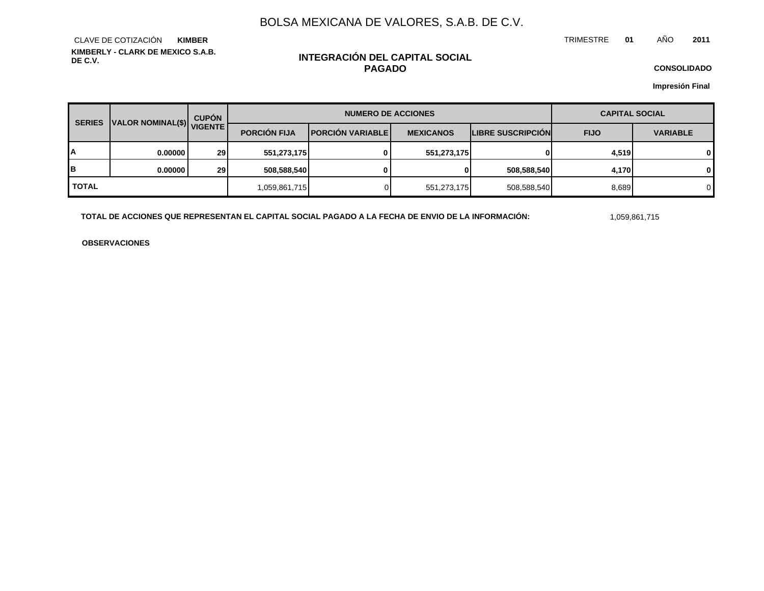# BOLSA MEXICANA DE VALORES, S.A.B. DE C.V.

CLAVE DE COTIZACIÓN **KIMBER**

**KIMBERLY - CLARK DE MEXICO S.A.B. DE C.V.**

TRIMESTRE **01** AÑO **2011**

## INTEGRACIÓN DEL CAPITAL SOCIAL PAGADO

**CONSOLIDADO**

**Impresión Final**

| SERIES | VALOR NOMINAL($) | CUPÓN VIGENTE | NUMERO DE ACCIONES | | | | CAPITAL SOCIAL | |
|---|---|---|---|---|---|---|---|---|
| | | | PORCIÓN FIJA | PORCIÓN VARIABLE | MEXICANOS | LIBRE SUSCRIPCIÓN | FIJO | VARIABLE |
| **A** | **0.00000** | **29** | **551,273,175** | **0** | **551,273,175** | **0** | **4,519** | **0** |
| **B** | **0.00000** | **29** | **508,588,540** | **0** | **0** | **508,588,540** | **4,170** | **0** |
| **TOTAL** | | | 1,059,861,715 | 0 | 551,273,175 | 508,588,540 | 8,689 | 0 |

**TOTAL DE ACCIONES QUE REPRESENTAN EL CAPITAL SOCIAL PAGADO A LA FECHA DE ENVIO DE LA INFORMACIÓN:** 1,059,861,715

**OBSERVACIONES**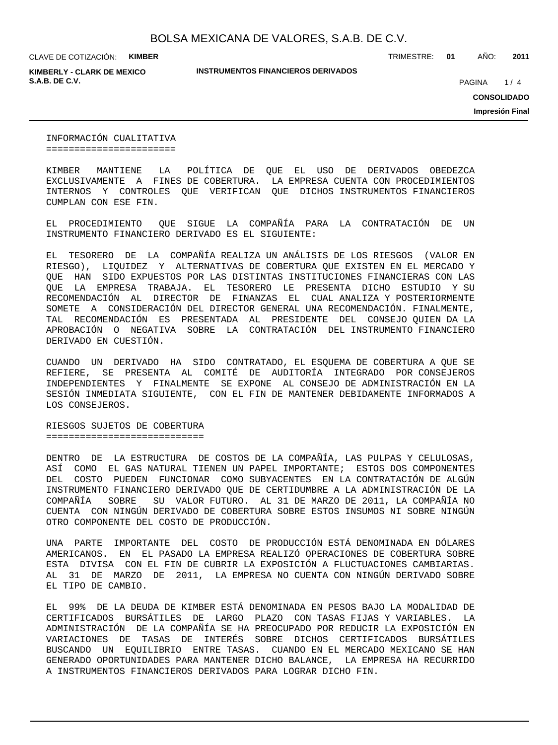## INFORMACIÓN CUALITATIVA

KIMBER MANTIENE LA POLÍTICA DE QUE EL USO DE DERIVADOS OBEDEZCA EXCLUSIVAMENTE A FINES DE COBERTURA. LA EMPRESA CUENTA CON PROCEDIMIENTOS INTERNOS Y CONTROLES QUE VERIFICAN QUE DICHOS INSTRUMENTOS FINANCIEROS CUMPLAN CON ESE FIN.

EL PROCEDIMIENTO QUE SIGUE LA COMPAÑÍA PARA LA CONTRATACIÓN DE UN INSTRUMENTO FINANCIERO DERIVADO ES EL SIGUIENTE:

EL TESORERO DE LA COMPAÑÍA REALIZA UN ANÁLISIS DE LOS RIESGOS (VALOR EN RIESGO), LIQUIDEZ Y ALTERNATIVAS DE COBERTURA QUE EXISTEN EN EL MERCADO Y QUE HAN SIDO EXPUESTOS POR LAS DISTINTAS INSTITUCIONES FINANCIERAS CON LAS QUE LA EMPRESA TRABAJA. EL TESORERO LE PRESENTA DICHO ESTUDIO Y SU RECOMENDACIÓN AL DIRECTOR DE FINANZAS EL CUAL ANALIZA Y POSTERIORMENTE SOMETE A CONSIDERACIÓN DEL DIRECTOR GENERAL UNA RECOMENDACIÓN. FINALMENTE, TAL RECOMENDACIÓN ES PRESENTADA AL PRESIDENTE DEL CONSEJO QUIEN DA LA APROBACIÓN O NEGATIVA SOBRE LA CONTRATACIÓN DEL INSTRUMENTO FINANCIERO DERIVADO EN CUESTIÓN.

CUANDO UN DERIVADO HA SIDO CONTRATADO, EL ESQUEMA DE COBERTURA A QUE SE REFIERE, SE PRESENTA AL COMITÉ DE AUDITORÍA INTEGRADO POR CONSEJEROS INDEPENDIENTES Y FINALMENTE SE EXPONE AL CONSEJO DE ADMINISTRACIÓN EN LA SESIÓN INMEDIATA SIGUIENTE, CON EL FIN DE MANTENER DEBIDAMENTE INFORMADOS A LOS CONSEJEROS.

## RIESGOS SUJETOS DE COBERTURA

DENTRO DE LA ESTRUCTURA DE COSTOS DE LA COMPAÑÍA, LAS PULPAS Y CELULOSAS, ASÍ COMO EL GAS NATURAL TIENEN UN PAPEL IMPORTANTE; ESTOS DOS COMPONENTES DEL COSTO PUEDEN FUNCIONAR COMO SUBYACENTES EN LA CONTRATACIÓN DE ALGÚN INSTRUMENTO FINANCIERO DERIVADO QUE DE CERTIDUMBRE A LA ADMINISTRACIÓN DE LA COMPAÑÍA SOBRE SU VALOR FUTURO. AL 31 DE MARZO DE 2011, LA COMPAÑÍA NO CUENTA CON NINGÚN DERIVADO DE COBERTURA SOBRE ESTOS INSUMOS NI SOBRE NINGÚN OTRO COMPONENTE DEL COSTO DE PRODUCCIÓN.

UNA PARTE IMPORTANTE DEL COSTO DE PRODUCCIÓN ESTÁ DENOMINADA EN DÓLARES AMERICANOS. EN EL PASADO LA EMPRESA REALIZÓ OPERACIONES DE COBERTURA SOBRE ESTA DIVISA CON EL FIN DE CUBRIR LA EXPOSICIÓN A FLUCTUACIONES CAMBIARIAS. AL 31 DE MARZO DE 2011, LA EMPRESA NO CUENTA CON NINGÚN DERIVADO SOBRE EL TIPO DE CAMBIO.

EL 99% DE LA DEUDA DE KIMBER ESTÁ DENOMINADA EN PESOS BAJO LA MODALIDAD DE CERTIFICADOS BURSÁTILES DE LARGO PLAZO CON TASAS FIJAS Y VARIABLES. LA ADMINISTRACIÓN DE LA COMPAÑÍA SE HA PREOCUPADO POR REDUCIR LA EXPOSICIÓN EN VARIACIONES DE TASAS DE INTERÉS SOBRE DICHOS CERTIFICADOS BURSÁTILES BUSCANDO UN EQUILIBRIO ENTRE TASAS. CUANDO EN EL MERCADO MEXICANO SE HAN GENERADO OPORTUNIDADES PARA MANTENER DICHO BALANCE, LA EMPRESA HA RECURRIDO A INSTRUMENTOS FINANCIEROS DERIVADOS PARA LOGRAR DICHO FIN.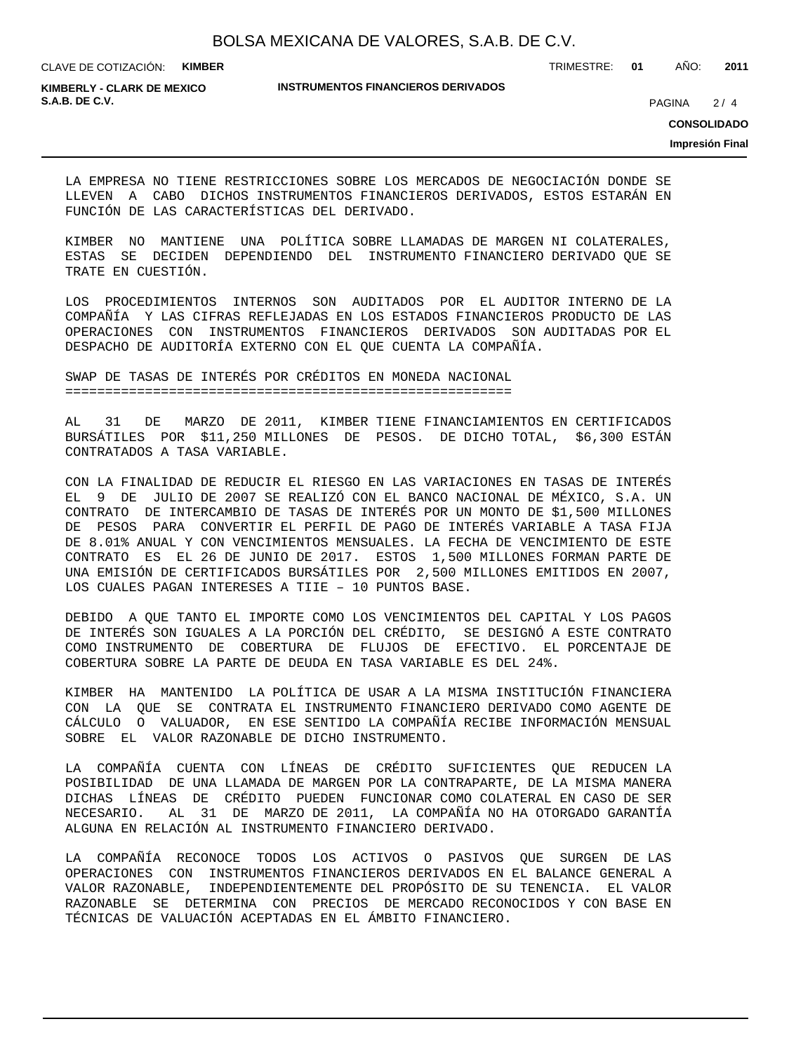LA EMPRESA NO TIENE RESTRICCIONES SOBRE LOS MERCADOS DE NEGOCIACIÓN DONDE SE LLEVEN A CABO DICHOS INSTRUMENTOS FINANCIEROS DERIVADOS, ESTOS ESTARÁN EN FUNCIÓN DE LAS CARACTERÍSTICAS DEL DERIVADO.

KIMBER NO MANTIENE UNA POLÍTICA SOBRE LLAMADAS DE MARGEN NI COLATERALES, ESTAS SE DECIDEN DEPENDIENDO DEL INSTRUMENTO FINANCIERO DERIVADO QUE SE TRATE EN CUESTIÓN.

LOS PROCEDIMIENTOS INTERNOS SON AUDITADOS POR EL AUDITOR INTERNO DE LA COMPAÑÍA Y LAS CIFRAS REFLEJADAS EN LOS ESTADOS FINANCIEROS PRODUCTO DE LAS OPERACIONES CON INSTRUMENTOS FINANCIEROS DERIVADOS SON AUDITADAS POR EL DESPACHO DE AUDITORÍA EXTERNO CON EL QUE CUENTA LA COMPAÑÍA.

## SWAP DE TASAS DE INTERÉS POR CRÉDITOS EN MONEDA NACIONAL

AL 31 DE MARZO DE 2011, KIMBER TIENE FINANCIAMIENTOS EN CERTIFICADOS BURSÁTILES POR $11,250 MILLONES DE PESOS. DE DICHO TOTAL, $6,300 ESTÁN CONTRATADOS A TASA VARIABLE.

CON LA FINALIDAD DE REDUCIR EL RIESGO EN LAS VARIACIONES EN TASAS DE INTERÉS EL 9 DE JULIO DE 2007 SE REALIZÓ CON EL BANCO NACIONAL DE MÉXICO, S.A. UN CONTRATO DE INTERCAMBIO DE TASAS DE INTERÉS POR UN MONTO DE $1,500 MILLONES DE PESOS PARA CONVERTIR EL PERFIL DE PAGO DE INTERÉS VARIABLE A TASA FIJA DE 8.01% ANUAL Y CON VENCIMIENTOS MENSUALES. LA FECHA DE VENCIMIENTO DE ESTE CONTRATO ES EL 26 DE JUNIO DE 2017. ESTOS 1,500 MILLONES FORMAN PARTE DE UNA EMISIÓN DE CERTIFICADOS BURSÁTILES POR 2,500 MILLONES EMITIDOS EN 2007, LOS CUALES PAGAN INTERESES A TIIE – 10 PUNTOS BASE.

DEBIDO A QUE TANTO EL IMPORTE COMO LOS VENCIMIENTOS DEL CAPITAL Y LOS PAGOS DE INTERÉS SON IGUALES A LA PORCIÓN DEL CRÉDITO, SE DESIGNÓ A ESTE CONTRATO COMO INSTRUMENTO DE COBERTURA DE FLUJOS DE EFECTIVO. EL PORCENTAJE DE COBERTURA SOBRE LA PARTE DE DEUDA EN TASA VARIABLE ES DEL 24%.

KIMBER HA MANTENIDO LA POLÍTICA DE USAR A LA MISMA INSTITUCIÓN FINANCIERA CON LA QUE SE CONTRATA EL INSTRUMENTO FINANCIERO DERIVADO COMO AGENTE DE CÁLCULO O VALUADOR, EN ESE SENTIDO LA COMPAÑÍA RECIBE INFORMACIÓN MENSUAL SOBRE EL VALOR RAZONABLE DE DICHO INSTRUMENTO.

LA COMPAÑÍA CUENTA CON LÍNEAS DE CRÉDITO SUFICIENTES QUE REDUCEN LA POSIBILIDAD DE UNA LLAMADA DE MARGEN POR LA CONTRAPARTE, DE LA MISMA MANERA DICHAS LÍNEAS DE CRÉDITO PUEDEN FUNCIONAR COMO COLATERAL EN CASO DE SER NECESARIO. AL 31 DE MARZO DE 2011, LA COMPAÑÍA NO HA OTORGADO GARANTÍA ALGUNA EN RELACIÓN AL INSTRUMENTO FINANCIERO DERIVADO.

LA COMPAÑÍA RECONOCE TODOS LOS ACTIVOS O PASIVOS QUE SURGEN DE LAS OPERACIONES CON INSTRUMENTOS FINANCIEROS DERIVADOS EN EL BALANCE GENERAL A VALOR RAZONABLE, INDEPENDIENTEMENTE DEL PROPÓSITO DE SU TENENCIA. EL VALOR RAZONABLE SE DETERMINA CON PRECIOS DE MERCADO RECONOCIDOS Y CON BASE EN TÉCNICAS DE VALUACIÓN ACEPTADAS EN EL ÁMBITO FINANCIERO.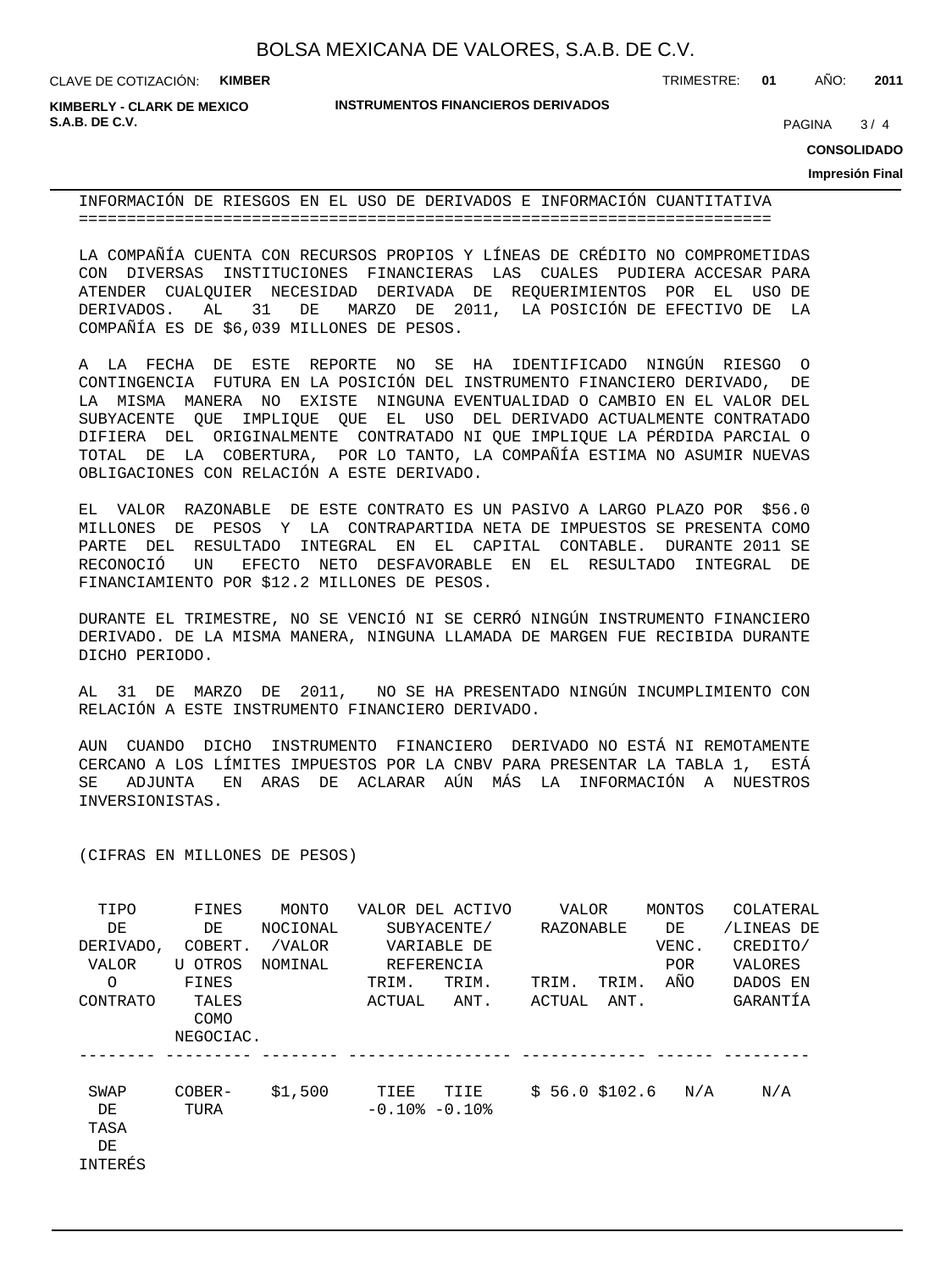## INFORMACIÓN DE RIESGOS EN EL USO DE DERIVADOS E INFORMACIÓN CUANTITATIVA

LA COMPAÑÍA CUENTA CON RECURSOS PROPIOS Y LÍNEAS DE CRÉDITO NO COMPROMETIDAS CON DIVERSAS INSTITUCIONES FINANCIERAS LAS CUALES PUDIERA ACCESAR PARA ATENDER CUALQUIER NECESIDAD DERIVADA DE REQUERIMIENTOS POR EL USO DE DERIVADOS. AL 31 DE MARZO DE 2011, LA POSICIÓN DE EFECTIVO DE LA COMPAÑÍA ES DE $6,039 MILLONES DE PESOS.

A LA FECHA DE ESTE REPORTE NO SE HA IDENTIFICADO NINGÚN RIESGO O CONTINGENCIA FUTURA EN LA POSICIÓN DEL INSTRUMENTO FINANCIERO DERIVADO, DE LA MISMA MANERA NO EXISTE NINGUNA EVENTUALIDAD O CAMBIO EN EL VALOR DEL SUBYACENTE QUE IMPLIQUE QUE EL USO DEL DERIVADO ACTUALMENTE CONTRATADO DIFIERA DEL ORIGINALMENTE CONTRATADO NI QUE IMPLIQUE LA PÉRDIDA PARCIAL O TOTAL DE LA COBERTURA, POR LO TANTO, LA COMPAÑÍA ESTIMA NO ASUMIR NUEVAS OBLIGACIONES CON RELACIÓN A ESTE DERIVADO.

EL VALOR RAZONABLE DE ESTE CONTRATO ES UN PASIVO A LARGO PLAZO POR $56.0 MILLONES DE PESOS Y LA CONTRAPARTIDA NETA DE IMPUESTOS SE PRESENTA COMO PARTE DEL RESULTADO INTEGRAL EN EL CAPITAL CONTABLE. DURANTE 2011 SE RECONOCIÓ UN EFECTO NETO DESFAVORABLE EN EL RESULTADO INTEGRAL DE FINANCIAMIENTO POR $12.2 MILLONES DE PESOS.

DURANTE EL TRIMESTRE, NO SE VENCIÓ NI SE CERRÓ NINGÚN INSTRUMENTO FINANCIERO DERIVADO. DE LA MISMA MANERA, NINGUNA LLAMADA DE MARGEN FUE RECIBIDA DURANTE DICHO PERIODO.

AL 31 DE MARZO DE 2011, NO SE HA PRESENTADO NINGÚN INCUMPLIMIENTO CON RELACIÓN A ESTE INSTRUMENTO FINANCIERO DERIVADO.

AUN CUANDO DICHO INSTRUMENTO FINANCIERO DERIVADO NO ESTÁ NI REMOTAMENTE CERCANO A LOS LÍMITES IMPUESTOS POR LA CNBV PARA PRESENTAR LA TABLA 1, ESTÁ SE ADJUNTA EN ARAS DE ACLARAR AÚN MÁS LA INFORMACIÓN A NUESTROS INVERSIONISTAS.

(CIFRAS EN MILLONES DE PESOS)

| TIPO DE DERIVADO, VALOR O CONTRATO | FINES DE COBERT. U OTROS FINES TALES COMO NEGOCIAC. | MONTO NOCIONAL /VALOR NOMINAL | VALOR DEL ACTIVO SUBYACENTE/ VARIABLE DE REFERENCIA | | VALOR RAZONABLE | | MONTOS DE VENC. POR AÑO | COLATERAL /LINEAS DE CREDITO/ VALORES DADOS EN GARANTÍA |
|---|---|---|---|---|---|---|---|---|
| | | | TRIM. ACTUAL | TRIM. ANT. | TRIM. ACTUAL | TRIM. ANT. | | |
| SWAP DE TASA DE INTERÉS | COBER- TURA | $1,500 | TIEE -0.10% | TIIE -0.10% | $ 56.0 | $102.6 | N/A | N/A |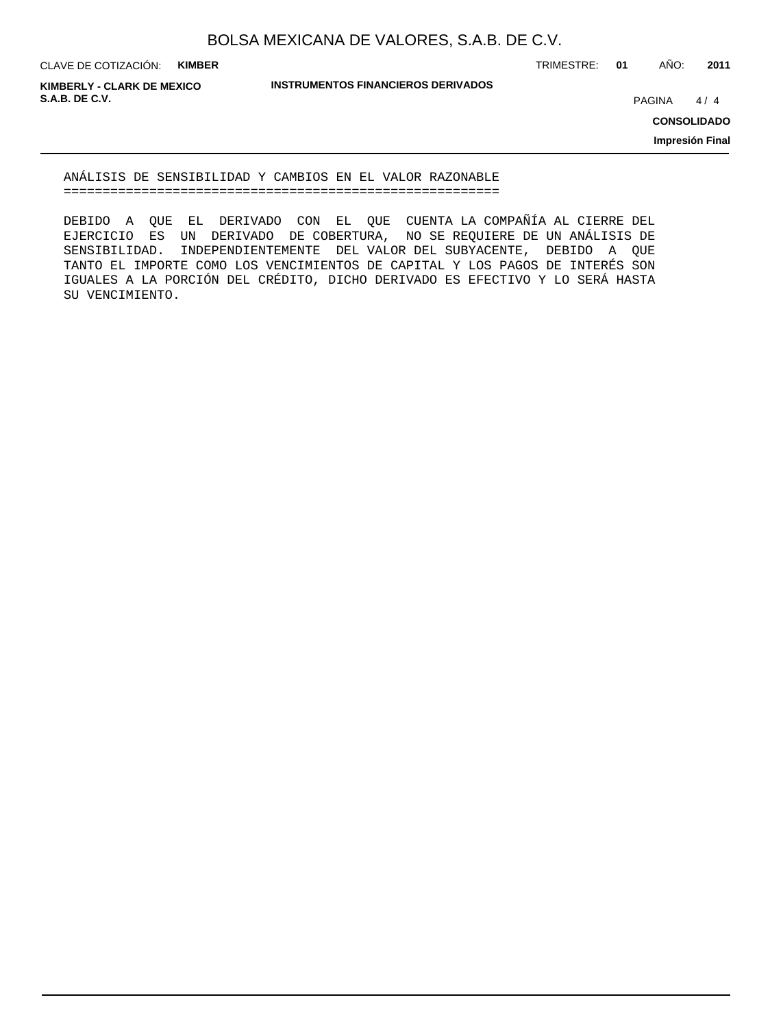## ANÁLISIS DE SENSIBILIDAD Y CAMBIOS EN EL VALOR RAZONABLE

DEBIDO A QUE EL DERIVADO CON EL QUE CUENTA LA COMPAÑÍA AL CIERRE DEL EJERCICIO ES UN DERIVADO DE COBERTURA, NO SE REQUIERE DE UN ANÁLISIS DE SENSIBILIDAD. INDEPENDIENTEMENTE DEL VALOR DEL SUBYACENTE, DEBIDO A QUE TANTO EL IMPORTE COMO LOS VENCIMIENTOS DE CAPITAL Y LOS PAGOS DE INTERÉS SON IGUALES A LA PORCIÓN DEL CRÉDITO, DICHO DERIVADO ES EFECTIVO Y LO SERÁ HASTA SU VENCIMIENTO.